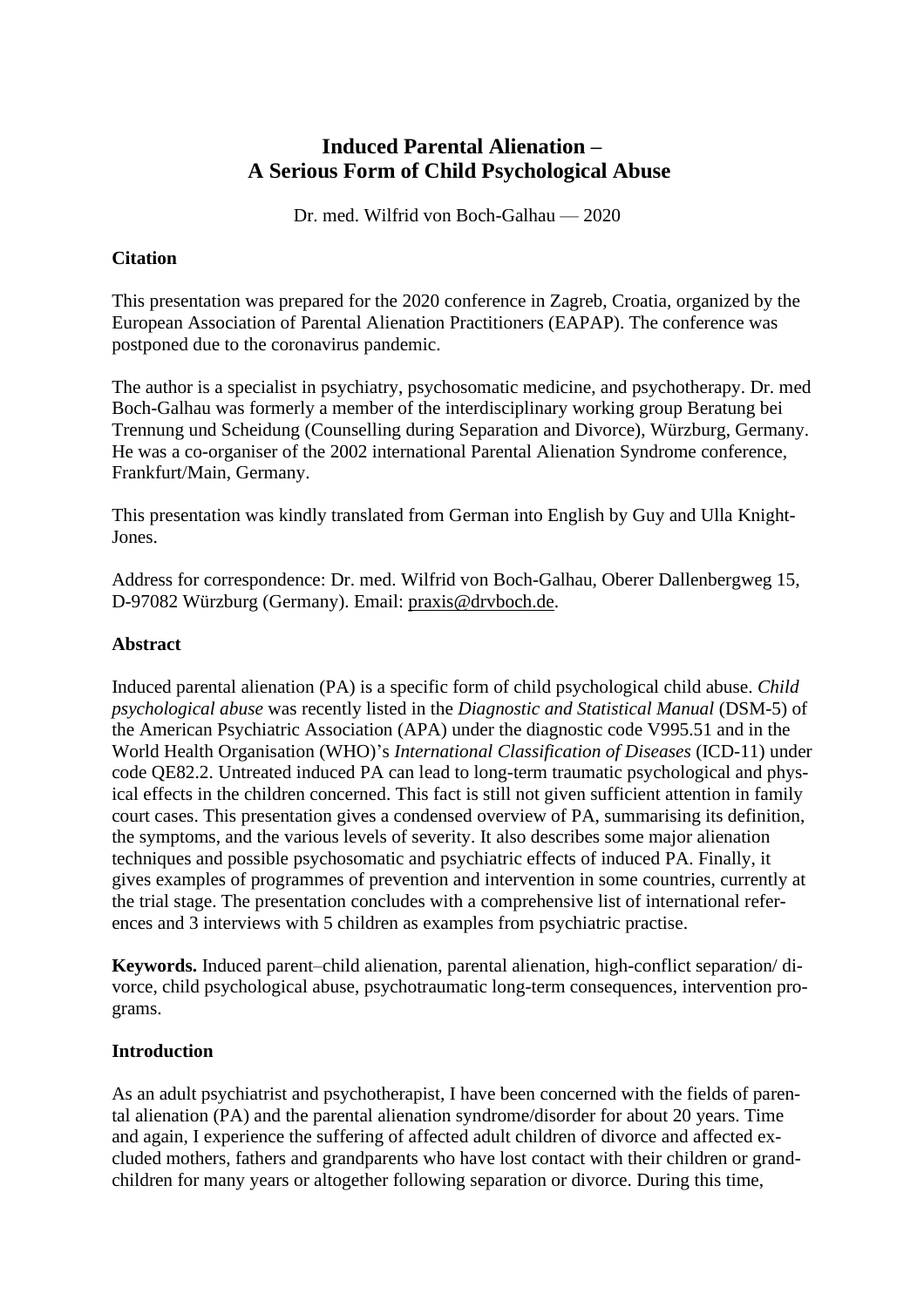# Induced Parental Alienation – A Serious Form of Child Psychological Abuse

Dr. med. Wilfrid von Boch-Galhau — 2020

## Citation

This presentation was prepared for the 2020 conference in Zagreb, Croatia, organized by the European Association of Parental Alienation Practitioners (EAPAP). The conference was postponed due to the coronavirus pandemic.

The author is a specialist in psychiatry, psychosomatic medicine, and psychotherapy. Dr. med Boch-Galhau was formerly a member of the interdisciplinary working group Beratung bei Trennung und Scheidung (Counselling during Separation and Divorce), Würzburg, Germany. He was a co-organiser of the 2002 international Parental Alienation Syndrome conference, Frankfurt/Main, Germany.

This presentation was kindly translated from German into English by Guy and Ulla Knight-Jones.

Address for correspondence: Dr. med. Wilfrid von Boch-Galhau, Oberer Dallenbergweg 15, D-97082 Würzburg (Germany). Email: praxis@drvboch.de.

## Abstract

Induced parental alienation (PA) is a specific form of child psychological child abuse. *Child psychological abuse* was recently listed in the *Diagnostic and Statistical Manual* (DSM-5) of the American Psychiatric Association (APA) under the diagnostic code V995.51 and in the World Health Organisation (WHO)'s *International Classification of Diseases* (ICD-11) under code QE82.2. Untreated induced PA can lead to long-term traumatic psychological and physical effects in the children concerned. This fact is still not given sufficient attention in family court cases. This presentation gives a condensed overview of PA, summarising its definition, the symptoms, and the various levels of severity. It also describes some major alienation techniques and possible psychosomatic and psychiatric effects of induced PA. Finally, it gives examples of programmes of prevention and intervention in some countries, currently at the trial stage. The presentation concludes with a comprehensive list of international references and 3 interviews with 5 children as examples from psychiatric practise.

**Keywords.** Induced parent–child alienation, parental alienation, high-conflict separation/ divorce, child psychological abuse, psychotraumatic long-term consequences, intervention programs.

## Introduction

As an adult psychiatrist and psychotherapist, I have been concerned with the fields of parental alienation (PA) and the parental alienation syndrome/disorder for about 20 years. Time and again, I experience the suffering of affected adult children of divorce and affected excluded mothers, fathers and grandparents who have lost contact with their children or grandchildren for many years or altogether following separation or divorce. During this time,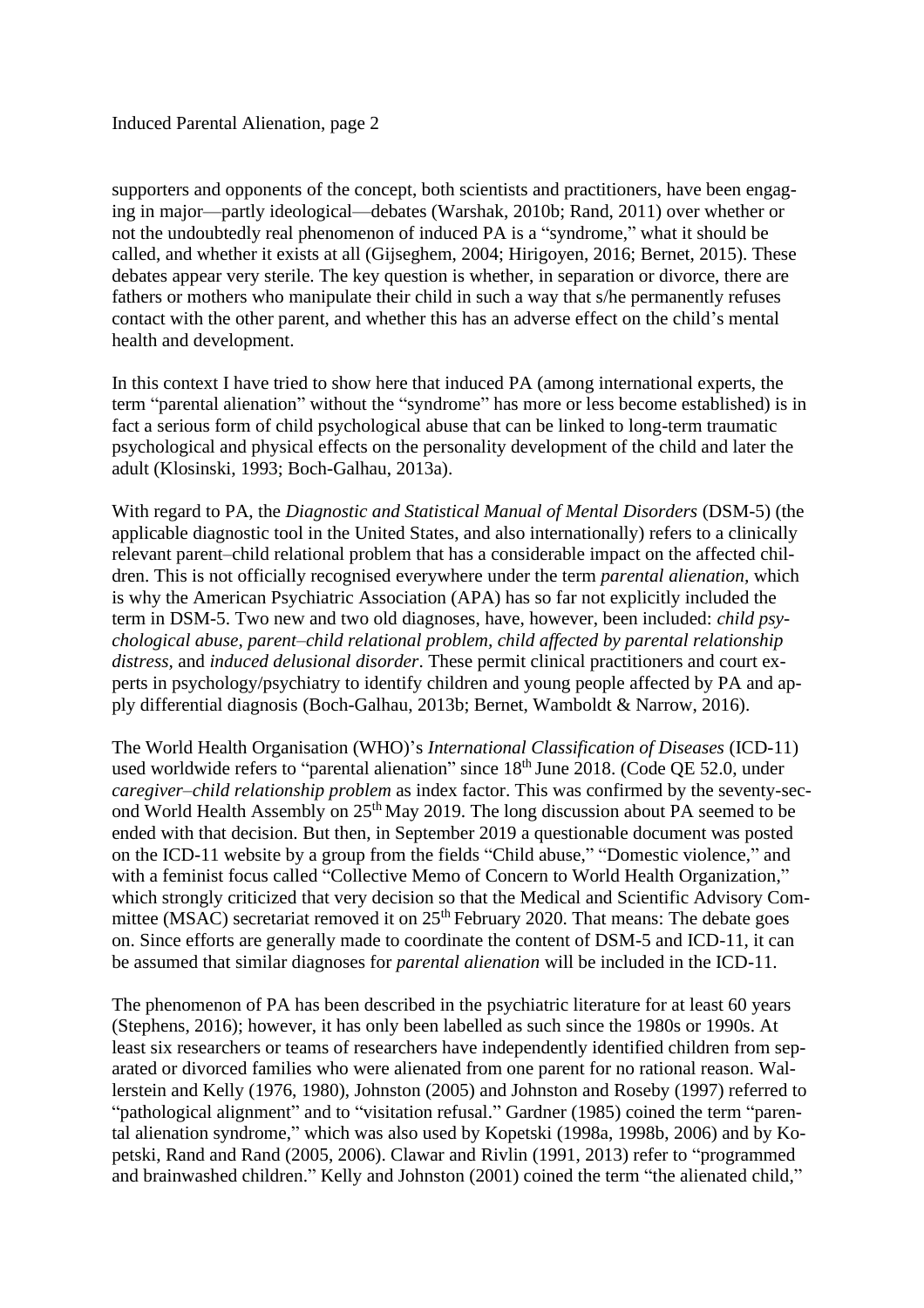supporters and opponents of the concept, both scientists and practitioners, have been engaging in major—partly ideological—debates (Warshak, 2010b; Rand, 2011) over whether or not the undoubtedly real phenomenon of induced PA is a "syndrome," what it should be called, and whether it exists at all (Gijseghem, 2004; Hirigoyen, 2016; Bernet, 2015). These debates appear very sterile. The key question is whether, in separation or divorce, there are fathers or mothers who manipulate their child in such a way that s/he permanently refuses contact with the other parent, and whether this has an adverse effect on the child's mental health and development.

In this context I have tried to show here that induced PA (among international experts, the term "parental alienation" without the "syndrome" has more or less become established) is in fact a serious form of child psychological abuse that can be linked to long-term traumatic psychological and physical effects on the personality development of the child and later the adult (Klosinski, 1993; Boch-Galhau, 2013a).

With regard to PA, the *Diagnostic and Statistical Manual of Mental Disorders* (DSM-5) (the applicable diagnostic tool in the United States, and also internationally) refers to a clinically relevant parent–child relational problem that has a considerable impact on the affected children. This is not officially recognised everywhere under the term *parental alienation*, which is why the American Psychiatric Association (APA) has so far not explicitly included the term in DSM-5. Two new and two old diagnoses, have, however, been included: *child psychological abuse, parent–child relational problem, child affected by parental relationship distress,* and *induced delusional disorder*. These permit clinical practitioners and court experts in psychology/psychiatry to identify children and young people affected by PA and apply differential diagnosis (Boch-Galhau, 2013b; Bernet, Wamboldt & Narrow, 2016).

The World Health Organisation (WHO)'s *International Classification of Diseases* (ICD-11) used worldwide refers to "parental alienation" since 18th June 2018. (Code QE 52.0, under *caregiver–child relationship problem* as index factor. This was confirmed by the seventy-second World Health Assembly on 25th May 2019. The long discussion about PA seemed to be ended with that decision. But then, in September 2019 a questionable document was posted on the ICD-11 website by a group from the fields "Child abuse," "Domestic violence," and with a feminist focus called "Collective Memo of Concern to World Health Organization," which strongly criticized that very decision so that the Medical and Scientific Advisory Committee (MSAC) secretariat removed it on 25th February 2020. That means: The debate goes on. Since efforts are generally made to coordinate the content of DSM-5 and ICD-11, it can be assumed that similar diagnoses for *parental alienation* will be included in the ICD-11.

The phenomenon of PA has been described in the psychiatric literature for at least 60 years (Stephens, 2016); however, it has only been labelled as such since the 1980s or 1990s. At least six researchers or teams of researchers have independently identified children from separated or divorced families who were alienated from one parent for no rational reason. Wallerstein and Kelly (1976, 1980), Johnston (2005) and Johnston and Roseby (1997) referred to "pathological alignment" and to "visitation refusal." Gardner (1985) coined the term "parental alienation syndrome," which was also used by Kopetski (1998a, 1998b, 2006) and by Kopetski, Rand and Rand (2005, 2006). Clawar and Rivlin (1991, 2013) refer to "programmed and brainwashed children." Kelly and Johnston (2001) coined the term "the alienated child,"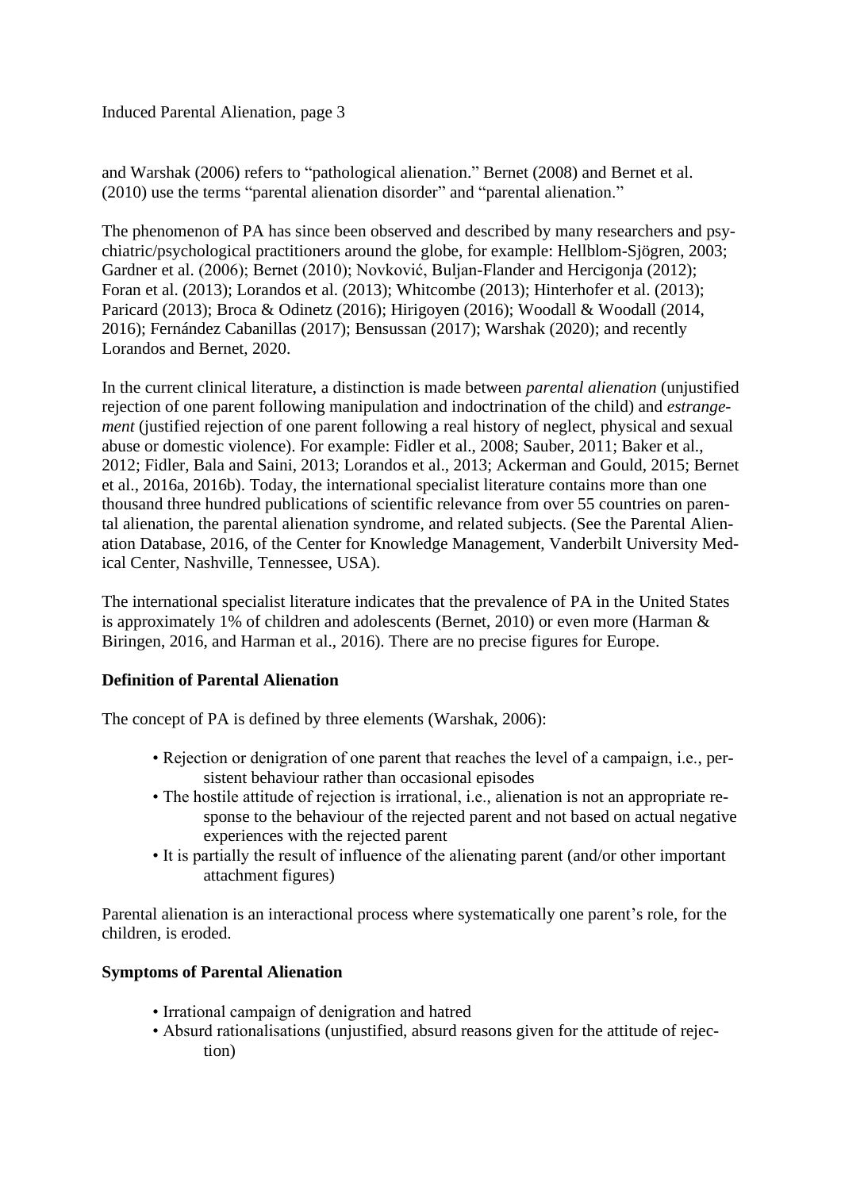and Warshak (2006) refers to "pathological alienation." Bernet (2008) and Bernet et al. (2010) use the terms "parental alienation disorder" and "parental alienation."

The phenomenon of PA has since been observed and described by many researchers and psychiatric/psychological practitioners around the globe, for example: Hellblom-Sjögren, 2003; Gardner et al. (2006); Bernet (2010); Novković, Buljan-Flander and Hercigonja (2012); Foran et al. (2013); Lorandos et al. (2013); Whitcombe (2013); Hinterhofer et al. (2013); Paricard (2013); Broca & Odinetz (2016); Hirigoyen (2016); Woodall & Woodall (2014, 2016); Fernández Cabanillas (2017); Bensussan (2017); Warshak (2020); and recently Lorandos and Bernet, 2020.

In the current clinical literature, a distinction is made between *parental alienation* (unjustified rejection of one parent following manipulation and indoctrination of the child) and *estrangement* (justified rejection of one parent following a real history of neglect, physical and sexual abuse or domestic violence). For example: Fidler et al., 2008; Sauber, 2011; Baker et al., 2012; Fidler, Bala and Saini, 2013; Lorandos et al., 2013; Ackerman and Gould, 2015; Bernet et al., 2016a, 2016b). Today, the international specialist literature contains more than one thousand three hundred publications of scientific relevance from over 55 countries on parental alienation, the parental alienation syndrome, and related subjects. (See the Parental Alienation Database, 2016, of the Center for Knowledge Management, Vanderbilt University Medical Center, Nashville, Tennessee, USA).

The international specialist literature indicates that the prevalence of PA in the United States is approximately 1% of children and adolescents (Bernet, 2010) or even more (Harman & Biringen, 2016, and Harman et al., 2016). There are no precise figures for Europe.

**Definition of Parental Alienation**

The concept of PA is defined by three elements (Warshak, 2006):

- Rejection or denigration of one parent that reaches the level of a campaign, i.e., persistent behaviour rather than occasional episodes
- The hostile attitude of rejection is irrational, i.e., alienation is not an appropriate response to the behaviour of the rejected parent and not based on actual negative experiences with the rejected parent
- It is partially the result of influence of the alienating parent (and/or other important attachment figures)

Parental alienation is an interactional process where systematically one parent's role, for the children, is eroded.

**Symptoms of Parental Alienation**

- Irrational campaign of denigration and hatred
- Absurd rationalisations (unjustified, absurd reasons given for the attitude of rejection)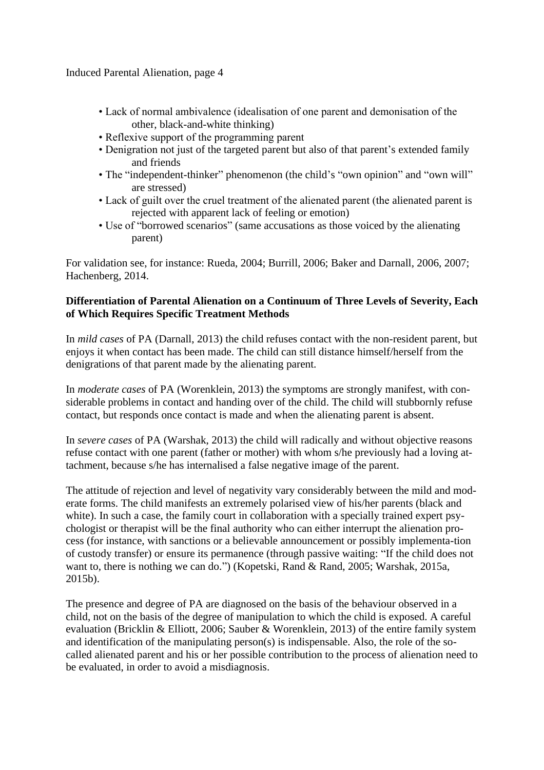- Lack of normal ambivalence (idealisation of one parent and demonisation of the other, black-and-white thinking)
- Reflexive support of the programming parent
- Denigration not just of the targeted parent but also of that parent's extended family and friends
- The "independent-thinker" phenomenon (the child's "own opinion" and "own will" are stressed)
- Lack of guilt over the cruel treatment of the alienated parent (the alienated parent is rejected with apparent lack of feeling or emotion)
- Use of "borrowed scenarios" (same accusations as those voiced by the alienating parent)

For validation see, for instance: Rueda, 2004; Burrill, 2006; Baker and Darnall, 2006, 2007; Hachenberg, 2014.

**Differentiation of Parental Alienation on a Continuum of Three Levels of Severity, Each of Which Requires Specific Treatment Methods**

In *mild cases* of PA (Darnall, 2013) the child refuses contact with the non-resident parent, but enjoys it when contact has been made. The child can still distance himself/herself from the denigrations of that parent made by the alienating parent.

In *moderate cases* of PA (Worenklein, 2013) the symptoms are strongly manifest, with considerable problems in contact and handing over of the child. The child will stubbornly refuse contact, but responds once contact is made and when the alienating parent is absent.

In *severe cases* of PA (Warshak, 2013) the child will radically and without objective reasons refuse contact with one parent (father or mother) with whom s/he previously had a loving attachment, because s/he has internalised a false negative image of the parent.

The attitude of rejection and level of negativity vary considerably between the mild and moderate forms. The child manifests an extremely polarised view of his/her parents (black and white). In such a case, the family court in collaboration with a specially trained expert psychologist or therapist will be the final authority who can either interrupt the alienation process (for instance, with sanctions or a believable announcement or possibly implementa-tion of custody transfer) or ensure its permanence (through passive waiting: "If the child does not want to, there is nothing we can do.") (Kopetski, Rand & Rand, 2005; Warshak, 2015a, 2015b).

The presence and degree of PA are diagnosed on the basis of the behaviour observed in a child, not on the basis of the degree of manipulation to which the child is exposed. A careful evaluation (Bricklin & Elliott, 2006; Sauber & Worenklein, 2013) of the entire family system and identification of the manipulating person(s) is indispensable. Also, the role of the so-called alienated parent and his or her possible contribution to the process of alienation need to be evaluated, in order to avoid a misdiagnosis.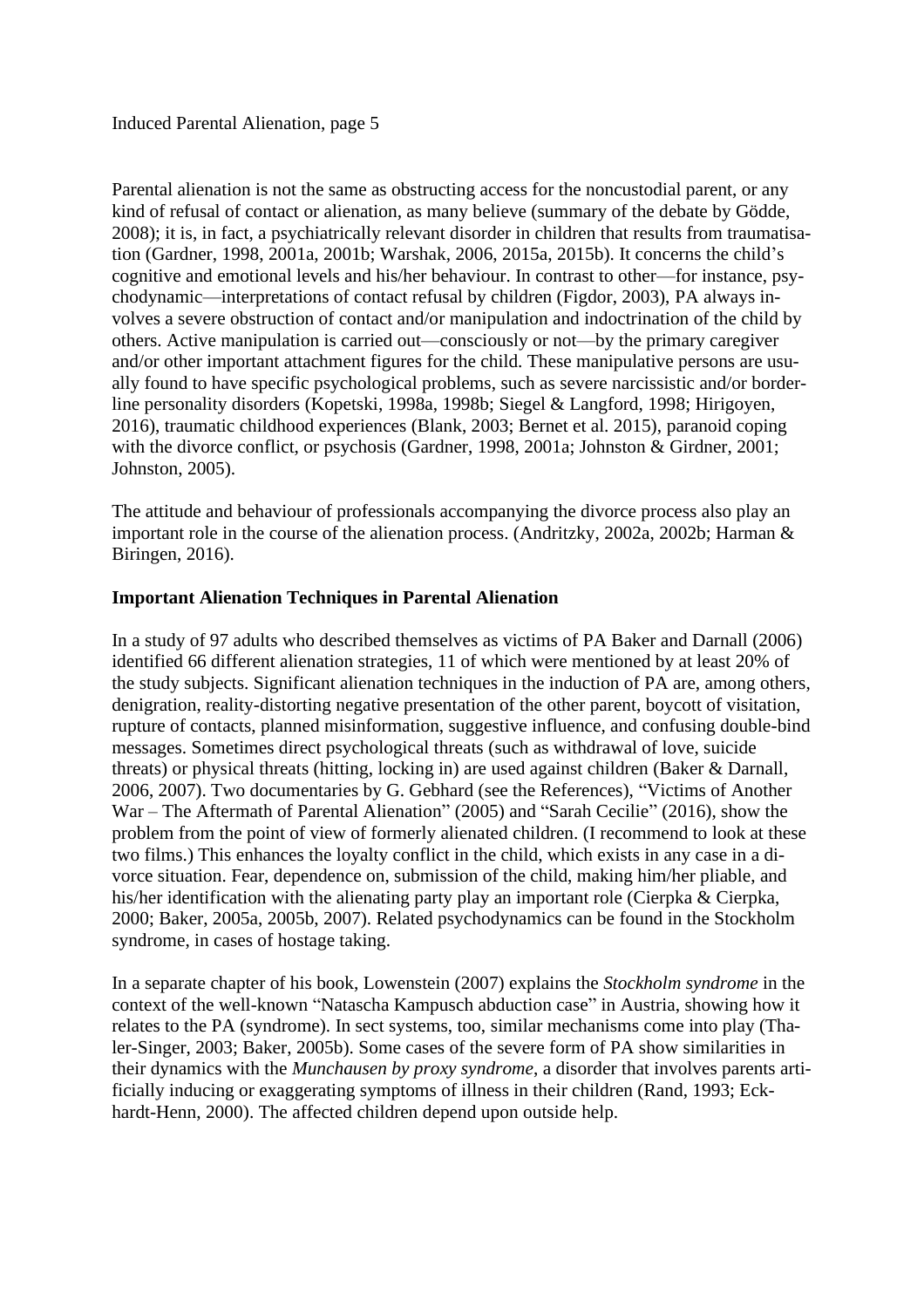Parental alienation is not the same as obstructing access for the noncustodial parent, or any kind of refusal of contact or alienation, as many believe (summary of the debate by Gödde, 2008); it is, in fact, a psychiatrically relevant disorder in children that results from traumatisation (Gardner, 1998, 2001a, 2001b; Warshak, 2006, 2015a, 2015b). It concerns the child's cognitive and emotional levels and his/her behaviour. In contrast to other—for instance, psychodynamic—interpretations of contact refusal by children (Figdor, 2003), PA always involves a severe obstruction of contact and/or manipulation and indoctrination of the child by others. Active manipulation is carried out—consciously or not—by the primary caregiver and/or other important attachment figures for the child. These manipulative persons are usually found to have specific psychological problems, such as severe narcissistic and/or borderline personality disorders (Kopetski, 1998a, 1998b; Siegel & Langford, 1998; Hirigoyen, 2016), traumatic childhood experiences (Blank, 2003; Bernet et al. 2015), paranoid coping with the divorce conflict, or psychosis (Gardner, 1998, 2001a; Johnston & Girdner, 2001; Johnston, 2005).

The attitude and behaviour of professionals accompanying the divorce process also play an important role in the course of the alienation process. (Andritzky, 2002a, 2002b; Harman & Biringen, 2016).

**Important Alienation Techniques in Parental Alienation**

In a study of 97 adults who described themselves as victims of PA Baker and Darnall (2006) identified 66 different alienation strategies, 11 of which were mentioned by at least 20% of the study subjects. Significant alienation techniques in the induction of PA are, among others, denigration, reality-distorting negative presentation of the other parent, boycott of visitation, rupture of contacts, planned misinformation, suggestive influence, and confusing double-bind messages. Sometimes direct psychological threats (such as withdrawal of love, suicide threats) or physical threats (hitting, locking in) are used against children (Baker & Darnall, 2006, 2007). Two documentaries by G. Gebhard (see the References), "Victims of Another War – The Aftermath of Parental Alienation" (2005) and "Sarah Cecilie" (2016), show the problem from the point of view of formerly alienated children. (I recommend to look at these two films.) This enhances the loyalty conflict in the child, which exists in any case in a divorce situation. Fear, dependence on, submission of the child, making him/her pliable, and his/her identification with the alienating party play an important role (Cierpka & Cierpka, 2000; Baker, 2005a, 2005b, 2007). Related psychodynamics can be found in the Stockholm syndrome, in cases of hostage taking.

In a separate chapter of his book, Lowenstein (2007) explains the *Stockholm syndrome* in the context of the well-known "Natascha Kampusch abduction case" in Austria, showing how it relates to the PA (syndrome). In sect systems, too, similar mechanisms come into play (Thaler-Singer, 2003; Baker, 2005b). Some cases of the severe form of PA show similarities in their dynamics with the *Munchausen by proxy syndrome*, a disorder that involves parents artificially inducing or exaggerating symptoms of illness in their children (Rand, 1993; Eckhardt-Henn, 2000). The affected children depend upon outside help.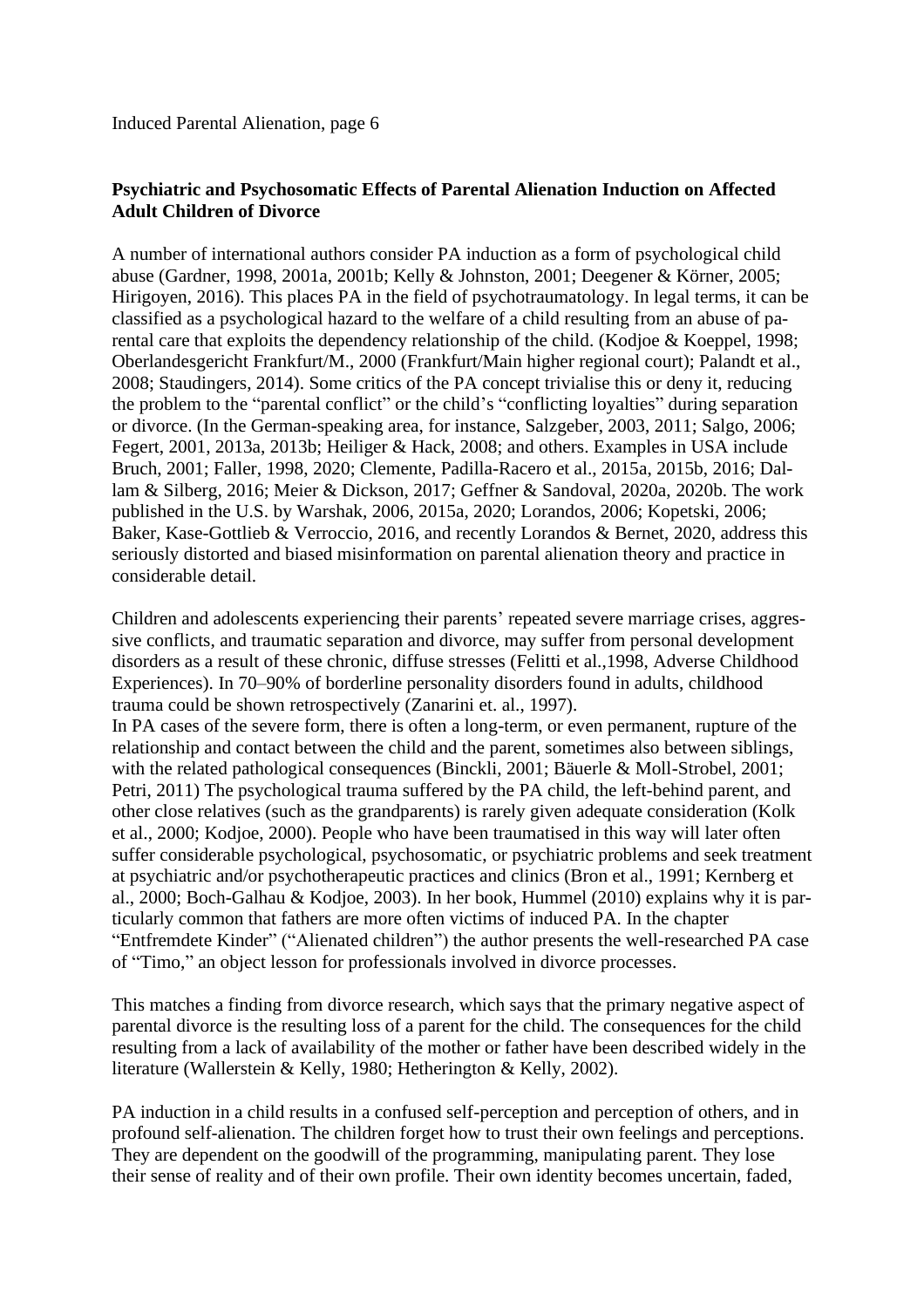**Psychiatric and Psychosomatic Effects of Parental Alienation Induction on Affected Adult Children of Divorce**

A number of international authors consider PA induction as a form of psychological child abuse (Gardner, 1998, 2001a, 2001b; Kelly & Johnston, 2001; Deegener & Körner, 2005; Hirigoyen, 2016). This places PA in the field of psychotraumatology. In legal terms, it can be classified as a psychological hazard to the welfare of a child resulting from an abuse of parental care that exploits the dependency relationship of the child. (Kodjoe & Koeppel, 1998; Oberlandesgericht Frankfurt/M., 2000 (Frankfurt/Main higher regional court); Palandt et al., 2008; Staudingers, 2014). Some critics of the PA concept trivialise this or deny it, reducing the problem to the "parental conflict" or the child's "conflicting loyalties" during separation or divorce. (In the German-speaking area, for instance, Salzgeber, 2003, 2011; Salgo, 2006; Fegert, 2001, 2013a, 2013b; Heiliger & Hack, 2008; and others. Examples in USA include Bruch, 2001; Faller, 1998, 2020; Clemente, Padilla-Racero et al., 2015a, 2015b, 2016; Dallam & Silberg, 2016; Meier & Dickson, 2017; Geffner & Sandoval, 2020a, 2020b. The work published in the U.S. by Warshak, 2006, 2015a, 2020; Lorandos, 2006; Kopetski, 2006; Baker, Kase-Gottlieb & Verroccio, 2016, and recently Lorandos & Bernet, 2020, address this seriously distorted and biased misinformation on parental alienation theory and practice in considerable detail.

Children and adolescents experiencing their parents' repeated severe marriage crises, aggressive conflicts, and traumatic separation and divorce, may suffer from personal development disorders as a result of these chronic, diffuse stresses (Felitti et al.,1998, Adverse Childhood Experiences). In 70–90% of borderline personality disorders found in adults, childhood trauma could be shown retrospectively (Zanarini et. al., 1997).
In PA cases of the severe form, there is often a long-term, or even permanent, rupture of the relationship and contact between the child and the parent, sometimes also between siblings, with the related pathological consequences (Binckli, 2001; Bäuerle & Moll-Strobel, 2001; Petri, 2011) The psychological trauma suffered by the PA child, the left-behind parent, and other close relatives (such as the grandparents) is rarely given adequate consideration (Kolk et al., 2000; Kodjoe, 2000). People who have been traumatised in this way will later often suffer considerable psychological, psychosomatic, or psychiatric problems and seek treatment at psychiatric and/or psychotherapeutic practices and clinics (Bron et al., 1991; Kernberg et al., 2000; Boch-Galhau & Kodjoe, 2003). In her book, Hummel (2010) explains why it is particularly common that fathers are more often victims of induced PA. In the chapter "Entfremdete Kinder" ("Alienated children") the author presents the well-researched PA case of "Timo," an object lesson for professionals involved in divorce processes.

This matches a finding from divorce research, which says that the primary negative aspect of parental divorce is the resulting loss of a parent for the child. The consequences for the child resulting from a lack of availability of the mother or father have been described widely in the literature (Wallerstein & Kelly, 1980; Hetherington & Kelly, 2002).

PA induction in a child results in a confused self-perception and perception of others, and in profound self-alienation. The children forget how to trust their own feelings and perceptions. They are dependent on the goodwill of the programming, manipulating parent. They lose their sense of reality and of their own profile. Their own identity becomes uncertain, faded,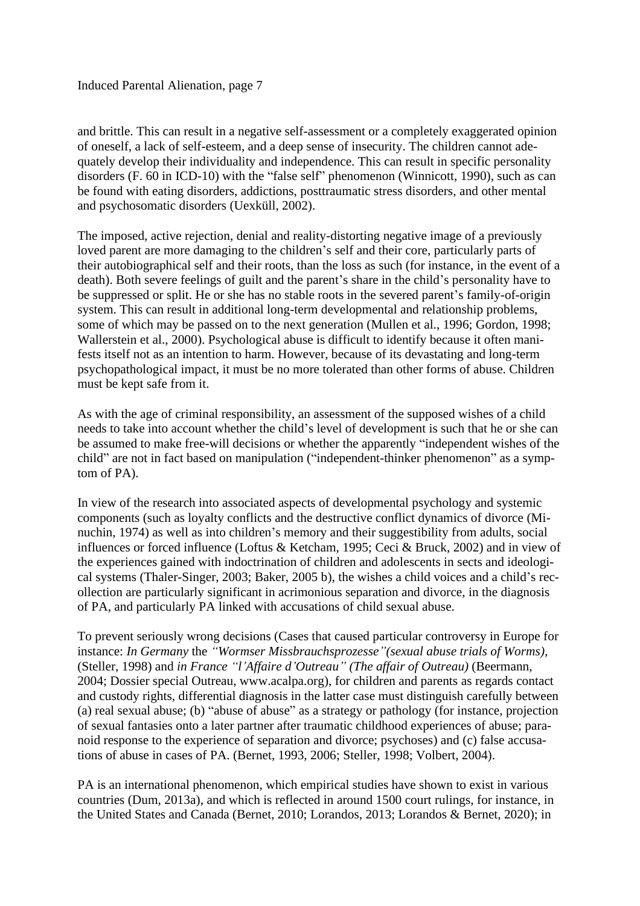and brittle. This can result in a negative self-assessment or a completely exaggerated opinion of oneself, a lack of self-esteem, and a deep sense of insecurity. The children cannot adequately develop their individuality and independence. This can result in specific personality disorders (F. 60 in ICD-10) with the "false self" phenomenon (Winnicott, 1990), such as can be found with eating disorders, addictions, posttraumatic stress disorders, and other mental and psychosomatic disorders (Uexküll, 2002).

The imposed, active rejection, denial and reality-distorting negative image of a previously loved parent are more damaging to the children's self and their core, particularly parts of their autobiographical self and their roots, than the loss as such (for instance, in the event of a death). Both severe feelings of guilt and the parent's share in the child's personality have to be suppressed or split. He or she has no stable roots in the severed parent's family-of-origin system. This can result in additional long-term developmental and relationship problems, some of which may be passed on to the next generation (Mullen et al., 1996; Gordon, 1998; Wallerstein et al., 2000). Psychological abuse is difficult to identify because it often manifests itself not as an intention to harm. However, because of its devastating and long-term psychopathological impact, it must be no more tolerated than other forms of abuse. Children must be kept safe from it.

As with the age of criminal responsibility, an assessment of the supposed wishes of a child needs to take into account whether the child's level of development is such that he or she can be assumed to make free-will decisions or whether the apparently "independent wishes of the child" are not in fact based on manipulation ("independent-thinker phenomenon" as a symptom of PA).

In view of the research into associated aspects of developmental psychology and systemic components (such as loyalty conflicts and the destructive conflict dynamics of divorce (Minuchin, 1974) as well as into children's memory and their suggestibility from adults, social influences or forced influence (Loftus & Ketcham, 1995; Ceci & Bruck, 2002) and in view of the experiences gained with indoctrination of children and adolescents in sects and ideological systems (Thaler-Singer, 2003; Baker, 2005 b), the wishes a child voices and a child's recollection are particularly significant in acrimonious separation and divorce, in the diagnosis of PA, and particularly PA linked with accusations of child sexual abuse.

To prevent seriously wrong decisions (Cases that caused particular controversy in Europe for instance: *In Germany* the *"Wormser Missbrauchsprozesse"(sexual abuse trials of Worms),* (Steller, 1998) and *in France "l'Affaire d'Outreau" (The affair of Outreau)* (Beermann, 2004; Dossier special Outreau, www.acalpa.org), for children and parents as regards contact and custody rights, differential diagnosis in the latter case must distinguish carefully between (a) real sexual abuse; (b) "abuse of abuse" as a strategy or pathology (for instance, projection of sexual fantasies onto a later partner after traumatic childhood experiences of abuse; paranoid response to the experience of separation and divorce; psychoses) and (c) false accusations of abuse in cases of PA. (Bernet, 1993, 2006; Steller, 1998; Volbert, 2004).

PA is an international phenomenon, which empirical studies have shown to exist in various countries (Dum, 2013a), and which is reflected in around 1500 court rulings, for instance, in the United States and Canada (Bernet, 2010; Lorandos, 2013; Lorandos & Bernet, 2020); in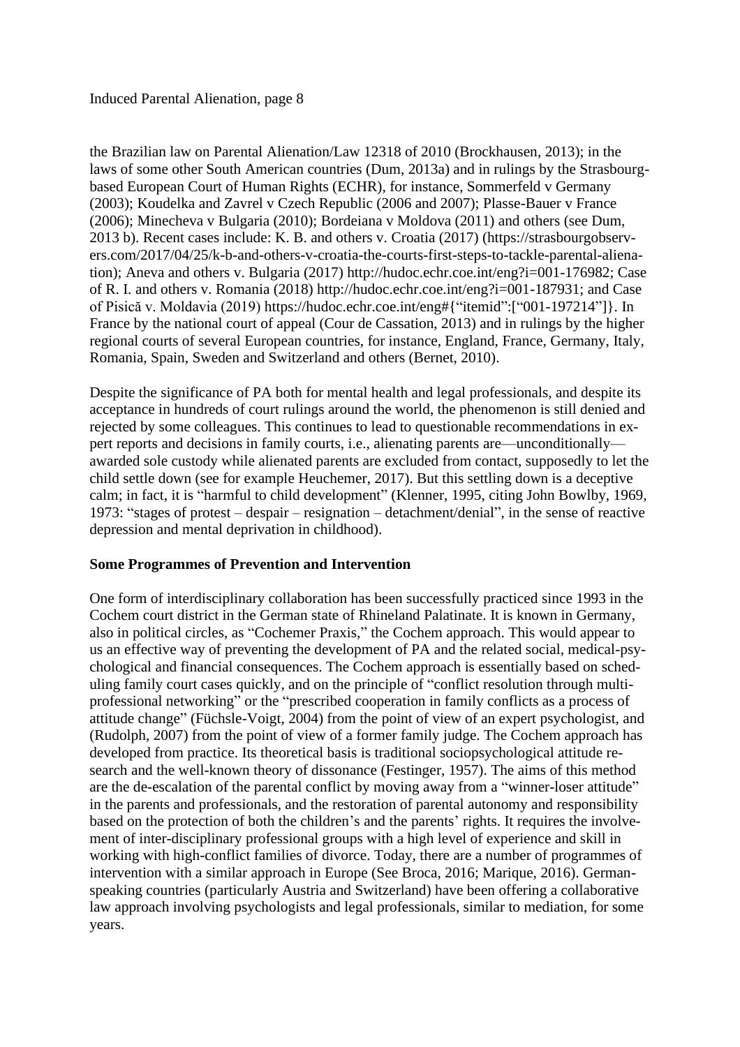the Brazilian law on Parental Alienation/Law 12318 of 2010 (Brockhausen, 2013); in the laws of some other South American countries (Dum, 2013a) and in rulings by the Strasbourg-based European Court of Human Rights (ECHR), for instance, Sommerfeld v Germany (2003); Koudelka and Zavrel v Czech Republic (2006 and 2007); Plasse-Bauer v France (2006); Minecheva v Bulgaria (2010); Bordeiana v Moldova (2011) and others (see Dum, 2013 b). Recent cases include: K. B. and others v. Croatia (2017) (https://strasbourgobservers.com/2017/04/25/k-b-and-others-v-croatia-the-courts-first-steps-to-tackle-parental-alienation); Aneva and others v. Bulgaria (2017) http://hudoc.echr.coe.int/eng?i=001-176982; Case of R. I. and others v. Romania (2018) http://hudoc.echr.coe.int/eng?i=001-187931; and Case of Pisică v. Moldavia (2019) https://hudoc.echr.coe.int/eng#{"itemid":["001-197214"]}. In France by the national court of appeal (Cour de Cassation, 2013) and in rulings by the higher regional courts of several European countries, for instance, England, France, Germany, Italy, Romania, Spain, Sweden and Switzerland and others (Bernet, 2010).

Despite the significance of PA both for mental health and legal professionals, and despite its acceptance in hundreds of court rulings around the world, the phenomenon is still denied and rejected by some colleagues. This continues to lead to questionable recommendations in expert reports and decisions in family courts, i.e., alienating parents are—unconditionally—awarded sole custody while alienated parents are excluded from contact, supposedly to let the child settle down (see for example Heuchemer, 2017). But this settling down is a deceptive calm; in fact, it is "harmful to child development" (Klenner, 1995, citing John Bowlby, 1969, 1973: "stages of protest – despair – resignation – detachment/denial", in the sense of reactive depression and mental deprivation in childhood).

**Some Programmes of Prevention and Intervention**

One form of interdisciplinary collaboration has been successfully practiced since 1993 in the Cochem court district in the German state of Rhineland Palatinate. It is known in Germany, also in political circles, as "Cochemer Praxis," the Cochem approach. This would appear to us an effective way of preventing the development of PA and the related social, medical-psychological and financial consequences. The Cochem approach is essentially based on scheduling family court cases quickly, and on the principle of "conflict resolution through multi-professional networking" or the "prescribed cooperation in family conflicts as a process of attitude change" (Füchsle-Voigt, 2004) from the point of view of an expert psychologist, and (Rudolph, 2007) from the point of view of a former family judge. The Cochem approach has developed from practice. Its theoretical basis is traditional sociopsychological attitude research and the well-known theory of dissonance (Festinger, 1957). The aims of this method are the de-escalation of the parental conflict by moving away from a "winner-loser attitude" in the parents and professionals, and the restoration of parental autonomy and responsibility based on the protection of both the children's and the parents' rights. It requires the involvement of inter-disciplinary professional groups with a high level of experience and skill in working with high-conflict families of divorce. Today, there are a number of programmes of intervention with a similar approach in Europe (See Broca, 2016; Marique, 2016). German-speaking countries (particularly Austria and Switzerland) have been offering a collaborative law approach involving psychologists and legal professionals, similar to mediation, for some years.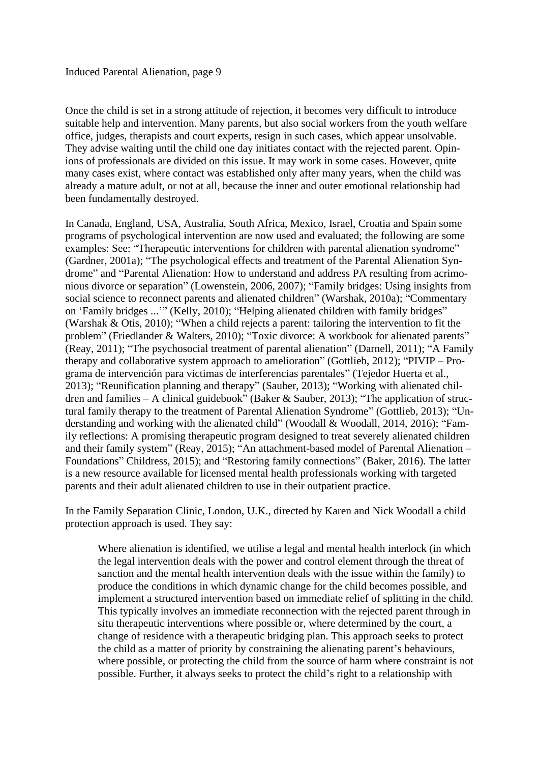Once the child is set in a strong attitude of rejection, it becomes very difficult to introduce suitable help and intervention. Many parents, but also social workers from the youth welfare office, judges, therapists and court experts, resign in such cases, which appear unsolvable. They advise waiting until the child one day initiates contact with the rejected parent. Opinions of professionals are divided on this issue. It may work in some cases. However, quite many cases exist, where contact was established only after many years, when the child was already a mature adult, or not at all, because the inner and outer emotional relationship had been fundamentally destroyed.

In Canada, England, USA, Australia, South Africa, Mexico, Israel, Croatia and Spain some programs of psychological intervention are now used and evaluated; the following are some examples: See: "Therapeutic interventions for children with parental alienation syndrome" (Gardner, 2001a); "The psychological effects and treatment of the Parental Alienation Syndrome" and "Parental Alienation: How to understand and address PA resulting from acrimonious divorce or separation" (Lowenstein, 2006, 2007); "Family bridges: Using insights from social science to reconnect parents and alienated children" (Warshak, 2010a); "Commentary on 'Family bridges ...'" (Kelly, 2010); "Helping alienated children with family bridges" (Warshak & Otis, 2010); "When a child rejects a parent: tailoring the intervention to fit the problem" (Friedlander & Walters, 2010); "Toxic divorce: A workbook for alienated parents" (Reay, 2011); "The psychosocial treatment of parental alienation" (Darnell, 2011); "A Family therapy and collaborative system approach to amelioration" (Gottlieb, 2012); "PIVIP – Programa de intervención para victimas de interferencias parentales" (Tejedor Huerta et al., 2013); "Reunification planning and therapy" (Sauber, 2013); "Working with alienated children and families – A clinical guidebook" (Baker & Sauber, 2013); "The application of structural family therapy to the treatment of Parental Alienation Syndrome" (Gottlieb, 2013); "Understanding and working with the alienated child" (Woodall & Woodall, 2014, 2016); "Family reflections: A promising therapeutic program designed to treat severely alienated children and their family system" (Reay, 2015); "An attachment-based model of Parental Alienation – Foundations" Childress, 2015); and "Restoring family connections" (Baker, 2016). The latter is a new resource available for licensed mental health professionals working with targeted parents and their adult alienated children to use in their outpatient practice.

In the Family Separation Clinic, London, U.K., directed by Karen and Nick Woodall a child protection approach is used. They say:

> Where alienation is identified, we utilise a legal and mental health interlock (in which the legal intervention deals with the power and control element through the threat of sanction and the mental health intervention deals with the issue within the family) to produce the conditions in which dynamic change for the child becomes possible, and implement a structured intervention based on immediate relief of splitting in the child. This typically involves an immediate reconnection with the rejected parent through in situ therapeutic interventions where possible or, where determined by the court, a change of residence with a therapeutic bridging plan. This approach seeks to protect the child as a matter of priority by constraining the alienating parent's behaviours, where possible, or protecting the child from the source of harm where constraint is not possible. Further, it always seeks to protect the child's right to a relationship with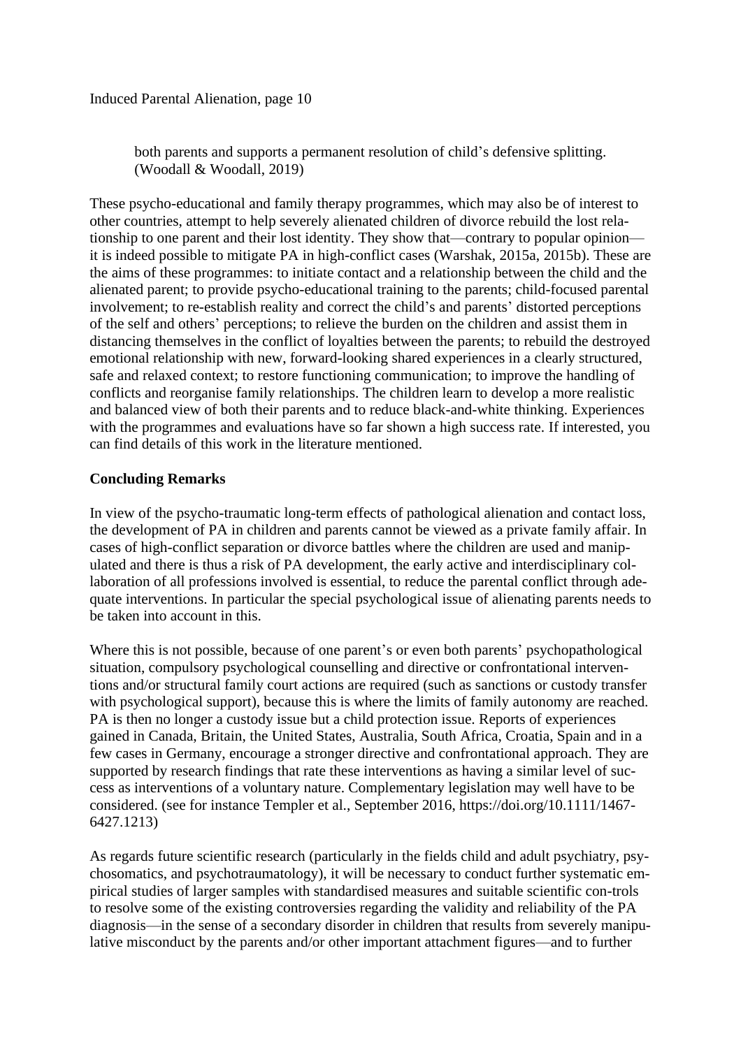> both parents and supports a permanent resolution of child's defensive splitting. (Woodall & Woodall, 2019)

These psycho-educational and family therapy programmes, which may also be of interest to other countries, attempt to help severely alienated children of divorce rebuild the lost relationship to one parent and their lost identity. They show that—contrary to popular opinion—it is indeed possible to mitigate PA in high-conflict cases (Warshak, 2015a, 2015b). These are the aims of these programmes: to initiate contact and a relationship between the child and the alienated parent; to provide psycho-educational training to the parents; child-focused parental involvement; to re-establish reality and correct the child's and parents' distorted perceptions of the self and others' perceptions; to relieve the burden on the children and assist them in distancing themselves in the conflict of loyalties between the parents; to rebuild the destroyed emotional relationship with new, forward-looking shared experiences in a clearly structured, safe and relaxed context; to restore functioning communication; to improve the handling of conflicts and reorganise family relationships. The children learn to develop a more realistic and balanced view of both their parents and to reduce black-and-white thinking. Experiences with the programmes and evaluations have so far shown a high success rate. If interested, you can find details of this work in the literature mentioned.

## Concluding Remarks

In view of the psycho-traumatic long-term effects of pathological alienation and contact loss, the development of PA in children and parents cannot be viewed as a private family affair. In cases of high-conflict separation or divorce battles where the children are used and manipulated and there is thus a risk of PA development, the early active and interdisciplinary collaboration of all professions involved is essential, to reduce the parental conflict through adequate interventions. In particular the special psychological issue of alienating parents needs to be taken into account in this.

Where this is not possible, because of one parent's or even both parents' psychopathological situation, compulsory psychological counselling and directive or confrontational interventions and/or structural family court actions are required (such as sanctions or custody transfer with psychological support), because this is where the limits of family autonomy are reached. PA is then no longer a custody issue but a child protection issue. Reports of experiences gained in Canada, Britain, the United States, Australia, South Africa, Croatia, Spain and in a few cases in Germany, encourage a stronger directive and confrontational approach. They are supported by research findings that rate these interventions as having a similar level of success as interventions of a voluntary nature. Complementary legislation may well have to be considered. (see for instance Templer et al., September 2016, https://doi.org/10.1111/1467-6427.1213)

As regards future scientific research (particularly in the fields child and adult psychiatry, psychosomatics, and psychotraumatology), it will be necessary to conduct further systematic empirical studies of larger samples with standardised measures and suitable scientific con-trols to resolve some of the existing controversies regarding the validity and reliability of the PA diagnosis—in the sense of a secondary disorder in children that results from severely manipulative misconduct by the parents and/or other important attachment figures—and to further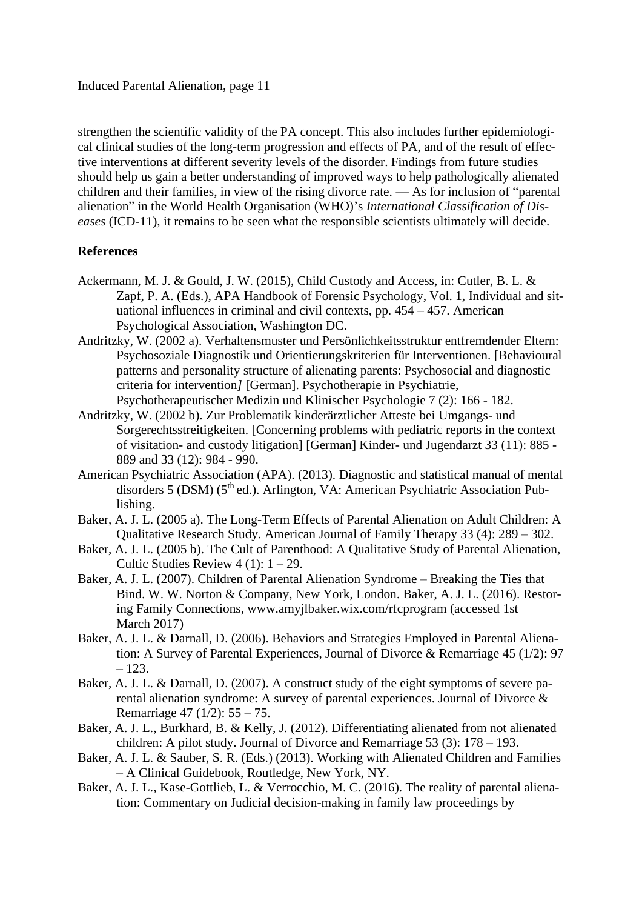strengthen the scientific validity of the PA concept. This also includes further epidemiological clinical studies of the long-term progression and effects of PA, and of the result of effective interventions at different severity levels of the disorder. Findings from future studies should help us gain a better understanding of improved ways to help pathologically alienated children and their families, in view of the rising divorce rate. — As for inclusion of "parental alienation" in the World Health Organisation (WHO)'s *International Classification of Diseases* (ICD-11), it remains to be seen what the responsible scientists ultimately will decide.

**References**

Ackermann, M. J. & Gould, J. W. (2015), Child Custody and Access, in: Cutler, B. L. & Zapf, P. A. (Eds.), APA Handbook of Forensic Psychology, Vol. 1, Individual and situational influences in criminal and civil contexts, pp. 454 – 457. American Psychological Association, Washington DC.

Andritzky, W. (2002 a). Verhaltensmuster und Persönlichkeitsstruktur entfremdender Eltern: Psychosoziale Diagnostik und Orientierungskriterien für Interventionen. [Behavioural patterns and personality structure of alienating parents: Psychosocial and diagnostic criteria for intervention*]* [German]. Psychotherapie in Psychiatrie, Psychotherapeutischer Medizin und Klinischer Psychologie 7 (2): 166 - 182.

Andritzky, W. (2002 b). Zur Problematik kinderärztlicher Atteste bei Umgangs- und Sorgerechtsstreitigkeiten. [Concerning problems with pediatric reports in the context of visitation- and custody litigation] [German] Kinder- und Jugendarzt 33 (11): 885 - 889 and 33 (12): 984 - 990.

American Psychiatric Association (APA). (2013). Diagnostic and statistical manual of mental disorders 5 (DSM) (5th ed.). Arlington, VA: American Psychiatric Association Publishing.

Baker, A. J. L. (2005 a). The Long-Term Effects of Parental Alienation on Adult Children: A Qualitative Research Study. American Journal of Family Therapy 33 (4): 289 – 302.

Baker, A. J. L. (2005 b). The Cult of Parenthood: A Qualitative Study of Parental Alienation, Cultic Studies Review 4 (1): 1 – 29.

Baker, A. J. L. (2007). Children of Parental Alienation Syndrome – Breaking the Ties that Bind. W. W. Norton & Company, New York, London. Baker, A. J. L. (2016). Restoring Family Connections, www.amyjlbaker.wix.com/rfcprogram (accessed 1st March 2017)

Baker, A. J. L. & Darnall, D. (2006). Behaviors and Strategies Employed in Parental Alienation: A Survey of Parental Experiences, Journal of Divorce & Remarriage 45 (1/2): 97 – 123.

Baker, A. J. L. & Darnall, D. (2007). A construct study of the eight symptoms of severe parental alienation syndrome: A survey of parental experiences. Journal of Divorce & Remarriage 47 (1/2): 55 – 75.

Baker, A. J. L., Burkhard, B. & Kelly, J. (2012). Differentiating alienated from not alienated children: A pilot study. Journal of Divorce and Remarriage 53 (3): 178 – 193.

Baker, A. J. L. & Sauber, S. R. (Eds.) (2013). Working with Alienated Children and Families – A Clinical Guidebook, Routledge, New York, NY.

Baker, A. J. L., Kase-Gottlieb, L. & Verrocchio, M. C. (2016). The reality of parental alienation: Commentary on Judicial decision-making in family law proceedings by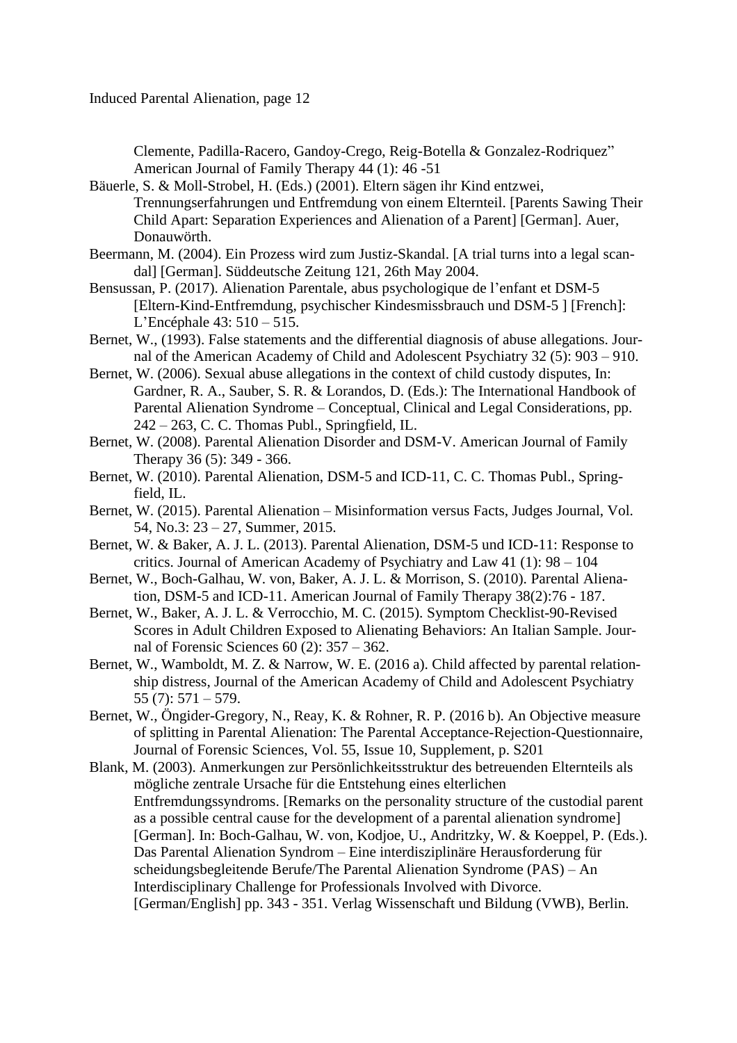Clemente, Padilla-Racero, Gandoy-Crego, Reig-Botella & Gonzalez-Rodriquez" American Journal of Family Therapy 44 (1): 46 -51

Bäuerle, S. & Moll-Strobel, H. (Eds.) (2001). Eltern sägen ihr Kind entzwei, Trennungserfahrungen und Entfremdung von einem Elternteil. [Parents Sawing Their Child Apart: Separation Experiences and Alienation of a Parent] [German]. Auer, Donauwörth.

Beermann, M. (2004). Ein Prozess wird zum Justiz-Skandal. [A trial turns into a legal scandal] [German]. Süddeutsche Zeitung 121, 26th May 2004.

Bensussan, P. (2017). Alienation Parentale, abus psychologique de l'enfant et DSM-5 [Eltern-Kind-Entfremdung, psychischer Kindesmissbrauch und DSM-5 ] [French]: L'Encéphale 43: 510 – 515.

Bernet, W., (1993). False statements and the differential diagnosis of abuse allegations. Journal of the American Academy of Child and Adolescent Psychiatry 32 (5): 903 – 910.

Bernet, W. (2006). Sexual abuse allegations in the context of child custody disputes, In: Gardner, R. A., Sauber, S. R. & Lorandos, D. (Eds.): The International Handbook of Parental Alienation Syndrome – Conceptual, Clinical and Legal Considerations, pp. 242 – 263, C. C. Thomas Publ., Springfield, IL.

Bernet, W. (2008). Parental Alienation Disorder and DSM-V. American Journal of Family Therapy 36 (5): 349 - 366.

Bernet, W. (2010). Parental Alienation, DSM-5 and ICD-11, C. C. Thomas Publ., Springfield, IL.

Bernet, W. (2015). Parental Alienation – Misinformation versus Facts, Judges Journal, Vol. 54, No.3: 23 – 27, Summer, 2015.

Bernet, W. & Baker, A. J. L. (2013). Parental Alienation, DSM-5 und ICD-11: Response to critics. Journal of American Academy of Psychiatry and Law 41 (1): 98 – 104

Bernet, W., Boch-Galhau, W. von, Baker, A. J. L. & Morrison, S. (2010). Parental Alienation, DSM-5 and ICD-11. American Journal of Family Therapy 38(2):76 - 187.

Bernet, W., Baker, A. J. L. & Verrocchio, M. C. (2015). Symptom Checklist-90-Revised Scores in Adult Children Exposed to Alienating Behaviors: An Italian Sample. Journal of Forensic Sciences 60 (2): 357 – 362.

Bernet, W., Wamboldt, M. Z. & Narrow, W. E. (2016 a). Child affected by parental relationship distress, Journal of the American Academy of Child and Adolescent Psychiatry 55 (7): 571 – 579.

Bernet, W., Öngider-Gregory, N., Reay, K. & Rohner, R. P. (2016 b). An Objective measure of splitting in Parental Alienation: The Parental Acceptance-Rejection-Questionnaire, Journal of Forensic Sciences, Vol. 55, Issue 10, Supplement, p. S201

Blank, M. (2003). Anmerkungen zur Persönlichkeitsstruktur des betreuenden Elternteils als mögliche zentrale Ursache für die Entstehung eines elterlichen Entfremdungssyndroms. [Remarks on the personality structure of the custodial parent as a possible central cause for the development of a parental alienation syndrome] [German]. In: Boch-Galhau, W. von, Kodjoe, U., Andritzky, W. & Koeppel, P. (Eds.). Das Parental Alienation Syndrom – Eine interdisziplinäre Herausforderung für scheidungsbegleitende Berufe/The Parental Alienation Syndrome (PAS) – An Interdisciplinary Challenge for Professionals Involved with Divorce. [German/English] pp. 343 - 351. Verlag Wissenschaft und Bildung (VWB), Berlin.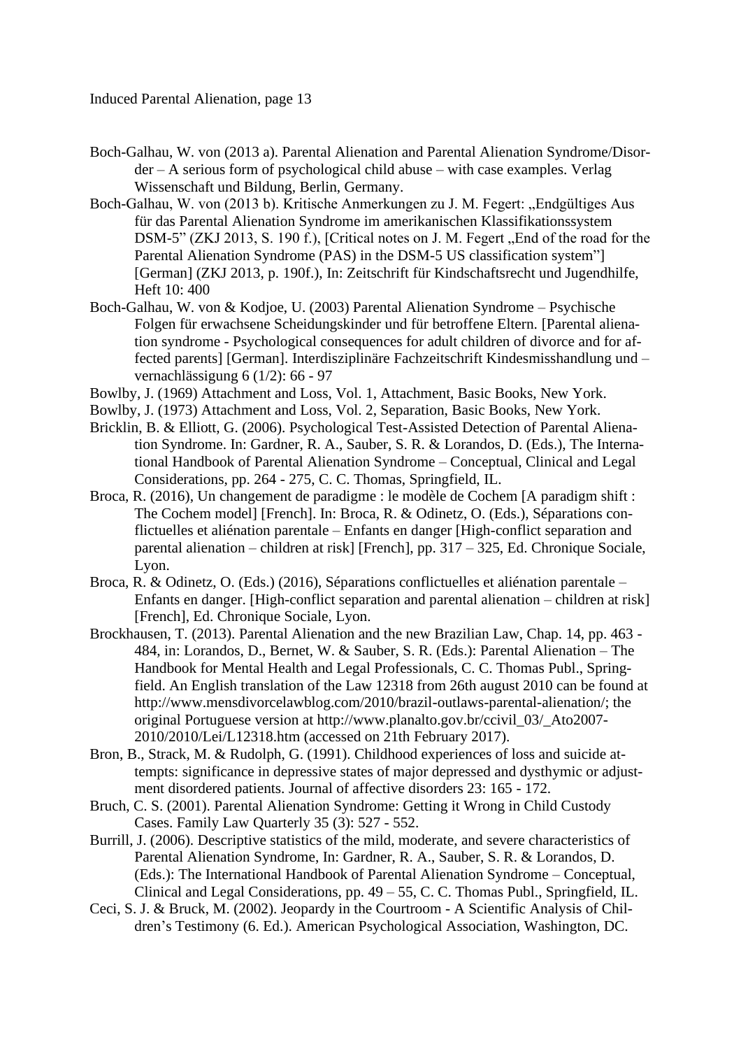Boch-Galhau, W. von (2013 a). Parental Alienation and Parental Alienation Syndrome/Disorder – A serious form of psychological child abuse – with case examples. Verlag Wissenschaft und Bildung, Berlin, Germany.

Boch-Galhau, W. von (2013 b). Kritische Anmerkungen zu J. M. Fegert: „Endgültiges Aus für das Parental Alienation Syndrome im amerikanischen Klassifikationssystem DSM-5" (ZKJ 2013, S. 190 f.), [Critical notes on J. M. Fegert „End of the road for the Parental Alienation Syndrome (PAS) in the DSM-5 US classification system"] [German] (ZKJ 2013, p. 190f.), In: Zeitschrift für Kindschaftsrecht und Jugendhilfe, Heft 10: 400

Boch-Galhau, W. von & Kodjoe, U. (2003) Parental Alienation Syndrome – Psychische Folgen für erwachsene Scheidungskinder und für betroffene Eltern. [Parental alienation syndrome - Psychological consequences for adult children of divorce and for affected parents] [German]. Interdisziplinäre Fachzeitschrift Kindesmisshandlung und – vernachlässigung 6 (1/2): 66 - 97

Bowlby, J. (1969) Attachment and Loss, Vol. 1, Attachment, Basic Books, New York.

Bowlby, J. (1973) Attachment and Loss, Vol. 2, Separation, Basic Books, New York.

Bricklin, B. & Elliott, G. (2006). Psychological Test-Assisted Detection of Parental Alienation Syndrome. In: Gardner, R. A., Sauber, S. R. & Lorandos, D. (Eds.), The International Handbook of Parental Alienation Syndrome – Conceptual, Clinical and Legal Considerations, pp. 264 - 275, C. C. Thomas, Springfield, IL.

Broca, R. (2016), Un changement de paradigme : le modèle de Cochem [A paradigm shift : The Cochem model] [French]. In: Broca, R. & Odinetz, O. (Eds.), Séparations conflictuelles et aliénation parentale – Enfants en danger [High-conflict separation and parental alienation – children at risk] [French], pp. 317 – 325, Ed. Chronique Sociale, Lyon.

Broca, R. & Odinetz, O. (Eds.) (2016), Séparations conflictuelles et aliénation parentale – Enfants en danger. [High-conflict separation and parental alienation – children at risk] [French], Ed. Chronique Sociale, Lyon.

Brockhausen, T. (2013). Parental Alienation and the new Brazilian Law, Chap. 14, pp. 463 - 484, in: Lorandos, D., Bernet, W. & Sauber, S. R. (Eds.): Parental Alienation – The Handbook for Mental Health and Legal Professionals, C. C. Thomas Publ., Springfield. An English translation of the Law 12318 from 26th august 2010 can be found at http://www.mensdivorcelawblog.com/2010/brazil-outlaws-parental-alienation/; the original Portuguese version at http://www.planalto.gov.br/ccivil_03/_Ato2007-2010/2010/Lei/L12318.htm (accessed on 21th February 2017).

Bron, B., Strack, M. & Rudolph, G. (1991). Childhood experiences of loss and suicide attempts: significance in depressive states of major depressed and dysthymic or adjustment disordered patients. Journal of affective disorders 23: 165 - 172.

Bruch, C. S. (2001). Parental Alienation Syndrome: Getting it Wrong in Child Custody Cases. Family Law Quarterly 35 (3): 527 - 552.

Burrill, J. (2006). Descriptive statistics of the mild, moderate, and severe characteristics of Parental Alienation Syndrome, In: Gardner, R. A., Sauber, S. R. & Lorandos, D. (Eds.): The International Handbook of Parental Alienation Syndrome – Conceptual, Clinical and Legal Considerations, pp. 49 – 55, C. C. Thomas Publ., Springfield, IL.

Ceci, S. J. & Bruck, M. (2002). Jeopardy in the Courtroom - A Scientific Analysis of Children's Testimony (6. Ed.). American Psychological Association, Washington, DC.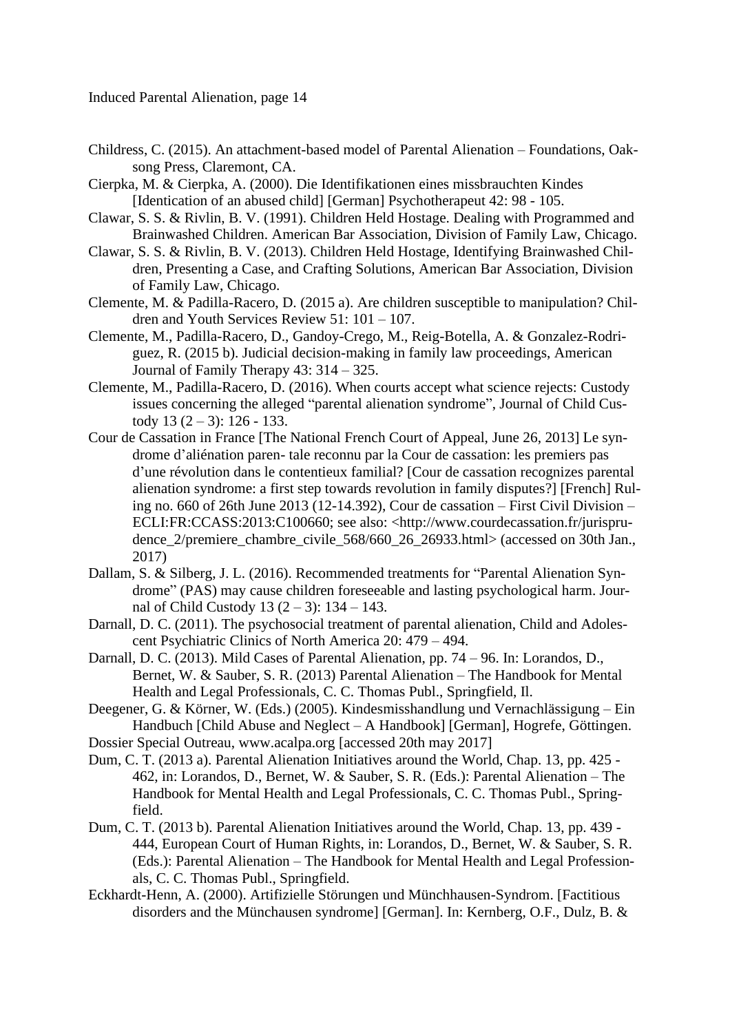Childress, C. (2015). An attachment-based model of Parental Alienation – Foundations, Oaksong Press, Claremont, CA.

Cierpka, M. & Cierpka, A. (2000). Die Identifikationen eines missbrauchten Kindes [Identication of an abused child] [German] Psychotherapeut 42: 98 - 105.

Clawar, S. S. & Rivlin, B. V. (1991). Children Held Hostage. Dealing with Programmed and Brainwashed Children. American Bar Association, Division of Family Law, Chicago.

Clawar, S. S. & Rivlin, B. V. (2013). Children Held Hostage, Identifying Brainwashed Children, Presenting a Case, and Crafting Solutions, American Bar Association, Division of Family Law, Chicago.

Clemente, M. & Padilla-Racero, D. (2015 a). Are children susceptible to manipulation? Children and Youth Services Review 51: 101 – 107.

Clemente, M., Padilla-Racero, D., Gandoy-Crego, M., Reig-Botella, A. & Gonzalez-Rodriguez, R. (2015 b). Judicial decision-making in family law proceedings, American Journal of Family Therapy 43: 314 – 325.

Clemente, M., Padilla-Racero, D. (2016). When courts accept what science rejects: Custody issues concerning the alleged "parental alienation syndrome", Journal of Child Custody 13 (2 – 3): 126 - 133.

Cour de Cassation in France [The National French Court of Appeal, June 26, 2013] Le syndrome d'aliénation paren- tale reconnu par la Cour de cassation: les premiers pas d'une révolution dans le contentieux familial? [Cour de cassation recognizes parental alienation syndrome: a first step towards revolution in family disputes?] [French] Ruling no. 660 of 26th June 2013 (12-14.392), Cour de cassation – First Civil Division – ECLI:FR:CCASS:2013:C100660; see also: <http://www.courdecassation.fr/jurisprudence_2/premiere_chambre_civile_568/660_26_26933.html> (accessed on 30th Jan., 2017)

Dallam, S. & Silberg, J. L. (2016). Recommended treatments for "Parental Alienation Syndrome" (PAS) may cause children foreseeable and lasting psychological harm. Journal of Child Custody 13 (2 – 3): 134 – 143.

Darnall, D. C. (2011). The psychosocial treatment of parental alienation, Child and Adolescent Psychiatric Clinics of North America 20: 479 – 494.

Darnall, D. C. (2013). Mild Cases of Parental Alienation, pp. 74 – 96. In: Lorandos, D., Bernet, W. & Sauber, S. R. (2013) Parental Alienation – The Handbook for Mental Health and Legal Professionals, C. C. Thomas Publ., Springfield, Il.

Deegener, G. & Körner, W. (Eds.) (2005). Kindesmisshandlung und Vernachlässigung – Ein Handbuch [Child Abuse and Neglect – A Handbook] [German], Hogrefe, Göttingen.

Dossier Special Outreau, www.acalpa.org [accessed 20th may 2017]

Dum, C. T. (2013 a). Parental Alienation Initiatives around the World, Chap. 13, pp. 425 - 462, in: Lorandos, D., Bernet, W. & Sauber, S. R. (Eds.): Parental Alienation – The Handbook for Mental Health and Legal Professionals, C. C. Thomas Publ., Springfield.

Dum, C. T. (2013 b). Parental Alienation Initiatives around the World, Chap. 13, pp. 439 - 444, European Court of Human Rights, in: Lorandos, D., Bernet, W. & Sauber, S. R. (Eds.): Parental Alienation – The Handbook for Mental Health and Legal Professionals, C. C. Thomas Publ., Springfield.

Eckhardt-Henn, A. (2000). Artifizielle Störungen und Münchhausen-Syndrom. [Factitious disorders and the Münchausen syndrome] [German]. In: Kernberg, O.F., Dulz, B. &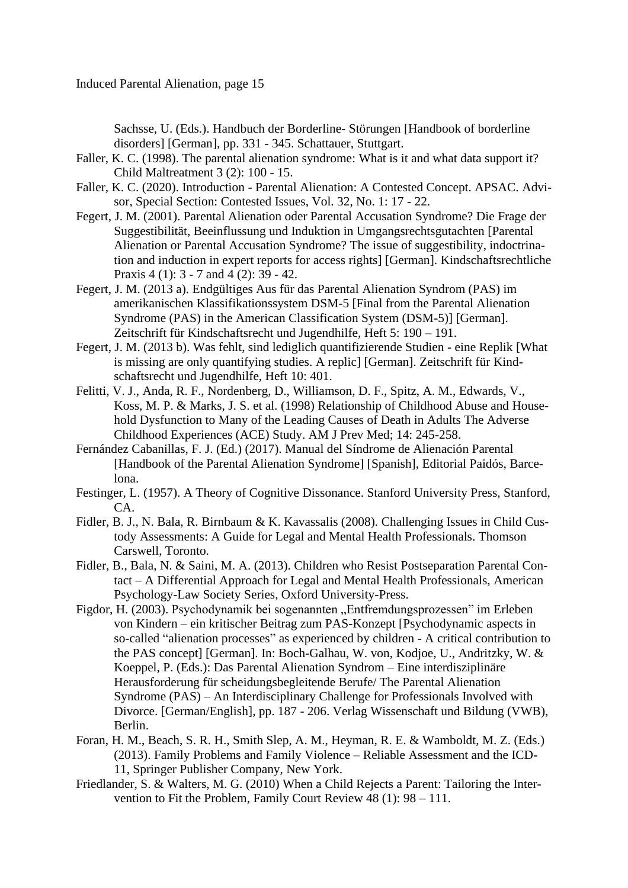Sachsse, U. (Eds.). Handbuch der Borderline- Störungen [Handbook of borderline disorders] [German], pp. 331 - 345. Schattauer, Stuttgart.

Faller, K. C. (1998). The parental alienation syndrome: What is it and what data support it? Child Maltreatment 3 (2): 100 - 15.

Faller, K. C. (2020). Introduction - Parental Alienation: A Contested Concept. APSAC. Advisor, Special Section: Contested Issues, Vol. 32, No. 1: 17 - 22.

Fegert, J. M. (2001). Parental Alienation oder Parental Accusation Syndrome? Die Frage der Suggestibilität, Beeinflussung und Induktion in Umgangsrechtsgutachten [Parental Alienation or Parental Accusation Syndrome? The issue of suggestibility, indoctrination and induction in expert reports for access rights] [German]. Kindschaftsrechtliche Praxis 4 (1): 3 - 7 and 4 (2): 39 - 42.

Fegert, J. M. (2013 a). Endgültiges Aus für das Parental Alienation Syndrom (PAS) im amerikanischen Klassifikationssystem DSM-5 [Final from the Parental Alienation Syndrome (PAS) in the American Classification System (DSM-5)] [German]. Zeitschrift für Kindschaftsrecht und Jugendhilfe, Heft 5: 190 – 191.

Fegert, J. M. (2013 b). Was fehlt, sind lediglich quantifizierende Studien - eine Replik [What is missing are only quantifying studies. A replic] [German]. Zeitschrift für Kindschaftsrecht und Jugendhilfe, Heft 10: 401.

Felitti, V. J., Anda, R. F., Nordenberg, D., Williamson, D. F., Spitz, A. M., Edwards, V., Koss, M. P. & Marks, J. S. et al. (1998) Relationship of Childhood Abuse and Household Dysfunction to Many of the Leading Causes of Death in Adults The Adverse Childhood Experiences (ACE) Study. AM J Prev Med; 14: 245-258.

Fernández Cabanillas, F. J. (Ed.) (2017). Manual del Síndrome de Alienación Parental [Handbook of the Parental Alienation Syndrome] [Spanish], Editorial Paidós, Barcelona.

Festinger, L. (1957). A Theory of Cognitive Dissonance. Stanford University Press, Stanford, CA.

Fidler, B. J., N. Bala, R. Birnbaum & K. Kavassalis (2008). Challenging Issues in Child Custody Assessments: A Guide for Legal and Mental Health Professionals. Thomson Carswell, Toronto.

Fidler, B., Bala, N. & Saini, M. A. (2013). Children who Resist Postseparation Parental Contact – A Differential Approach for Legal and Mental Health Professionals, American Psychology-Law Society Series, Oxford University-Press.

Figdor, H. (2003). Psychodynamik bei sogenannten „Entfremdungsprozessen" im Erleben von Kindern – ein kritischer Beitrag zum PAS-Konzept [Psychodynamic aspects in so-called "alienation processes" as experienced by children - A critical contribution to the PAS concept] [German]. In: Boch-Galhau, W. von, Kodjoe, U., Andritzky, W. & Koeppel, P. (Eds.): Das Parental Alienation Syndrom – Eine interdisziplinäre Herausforderung für scheidungsbegleitende Berufe/ The Parental Alienation Syndrome (PAS) – An Interdisciplinary Challenge for Professionals Involved with Divorce. [German/English], pp. 187 - 206. Verlag Wissenschaft und Bildung (VWB), Berlin.

Foran, H. M., Beach, S. R. H., Smith Slep, A. M., Heyman, R. E. & Wamboldt, M. Z. (Eds.) (2013). Family Problems and Family Violence – Reliable Assessment and the ICD-11, Springer Publisher Company, New York.

Friedlander, S. & Walters, M. G. (2010) When a Child Rejects a Parent: Tailoring the Intervention to Fit the Problem, Family Court Review 48 (1): 98 – 111.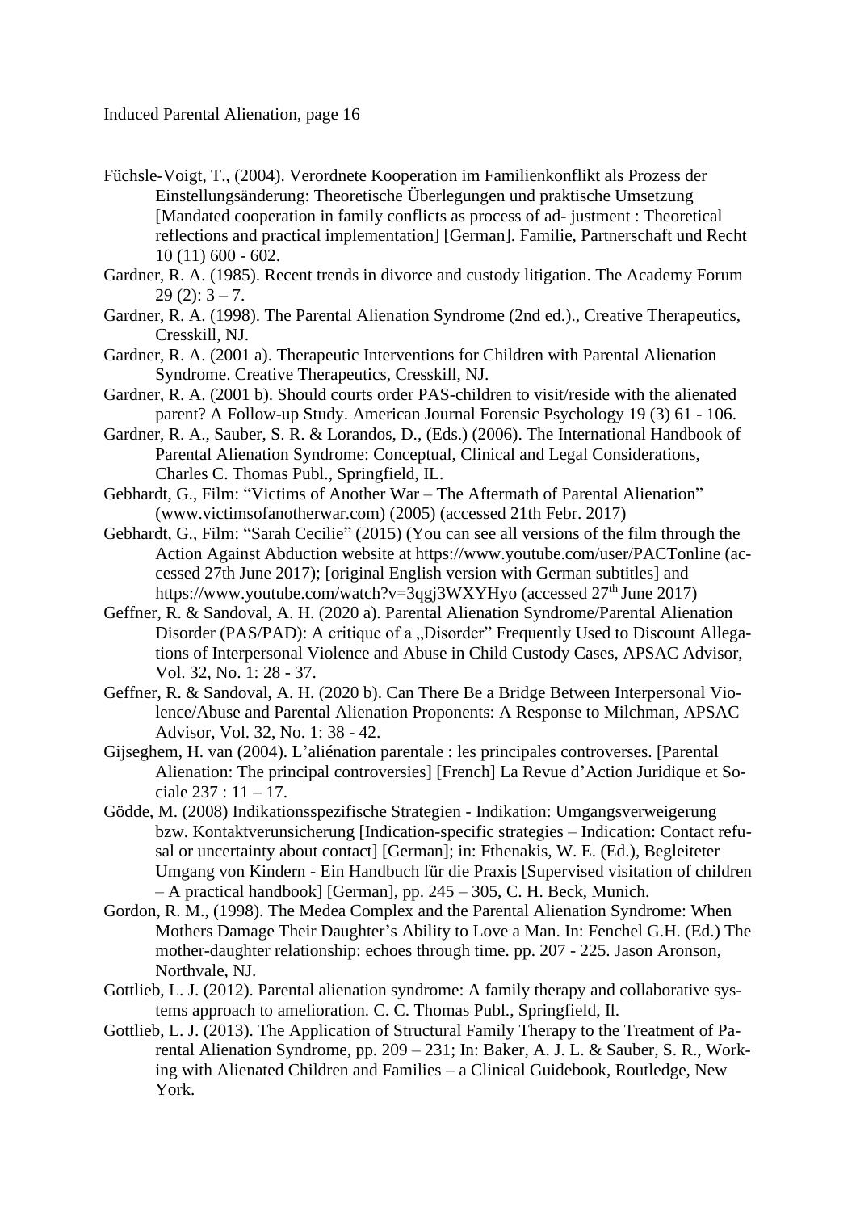Füchsle-Voigt, T., (2004). Verordnete Kooperation im Familienkonflikt als Prozess der Einstellungsänderung: Theoretische Überlegungen und praktische Umsetzung [Mandated cooperation in family conflicts as process of ad- justment : Theoretical reflections and practical implementation] [German]. Familie, Partnerschaft und Recht 10 (11) 600 - 602.

Gardner, R. A. (1985). Recent trends in divorce and custody litigation. The Academy Forum 29 (2): 3 – 7.

Gardner, R. A. (1998). The Parental Alienation Syndrome (2nd ed.)., Creative Therapeutics, Cresskill, NJ.

Gardner, R. A. (2001 a). Therapeutic Interventions for Children with Parental Alienation Syndrome. Creative Therapeutics, Cresskill, NJ.

Gardner, R. A. (2001 b). Should courts order PAS-children to visit/reside with the alienated parent? A Follow-up Study. American Journal Forensic Psychology 19 (3) 61 - 106.

Gardner, R. A., Sauber, S. R. & Lorandos, D., (Eds.) (2006). The International Handbook of Parental Alienation Syndrome: Conceptual, Clinical and Legal Considerations, Charles C. Thomas Publ., Springfield, IL.

Gebhardt, G., Film: "Victims of Another War – The Aftermath of Parental Alienation" (www.victimsofanotherwar.com) (2005) (accessed 21th Febr. 2017)

Gebhardt, G., Film: "Sarah Cecilie" (2015) (You can see all versions of the film through the Action Against Abduction website at https://www.youtube.com/user/PACTonline (accessed 27th June 2017); [original English version with German subtitles] and https://www.youtube.com/watch?v=3qgj3WXYHyo (accessed 27th June 2017)

Geffner, R. & Sandoval, A. H. (2020 a). Parental Alienation Syndrome/Parental Alienation Disorder (PAS/PAD): A critique of a „Disorder" Frequently Used to Discount Allegations of Interpersonal Violence and Abuse in Child Custody Cases, APSAC Advisor, Vol. 32, No. 1: 28 - 37.

Geffner, R. & Sandoval, A. H. (2020 b). Can There Be a Bridge Between Interpersonal Violence/Abuse and Parental Alienation Proponents: A Response to Milchman, APSAC Advisor, Vol. 32, No. 1: 38 - 42.

Gijseghem, H. van (2004). L'aliénation parentale : les principales controverses. [Parental Alienation: The principal controversies] [French] La Revue d'Action Juridique et Sociale 237 : 11 – 17.

Gödde, M. (2008) Indikationsspezifische Strategien - Indikation: Umgangsverweigerung bzw. Kontaktverunsicherung [Indication-specific strategies – Indication: Contact refusal or uncertainty about contact] [German]; in: Fthenakis, W. E. (Ed.), Begleiteter Umgang von Kindern - Ein Handbuch für die Praxis [Supervised visitation of children – A practical handbook] [German], pp. 245 – 305, C. H. Beck, Munich.

Gordon, R. M., (1998). The Medea Complex and the Parental Alienation Syndrome: When Mothers Damage Their Daughter's Ability to Love a Man. In: Fenchel G.H. (Ed.) The mother-daughter relationship: echoes through time. pp. 207 - 225. Jason Aronson, Northvale, NJ.

Gottlieb, L. J. (2012). Parental alienation syndrome: A family therapy and collaborative systems approach to amelioration. C. C. Thomas Publ., Springfield, Il.

Gottlieb, L. J. (2013). The Application of Structural Family Therapy to the Treatment of Parental Alienation Syndrome, pp. 209 – 231; In: Baker, A. J. L. & Sauber, S. R., Working with Alienated Children and Families – a Clinical Guidebook, Routledge, New York.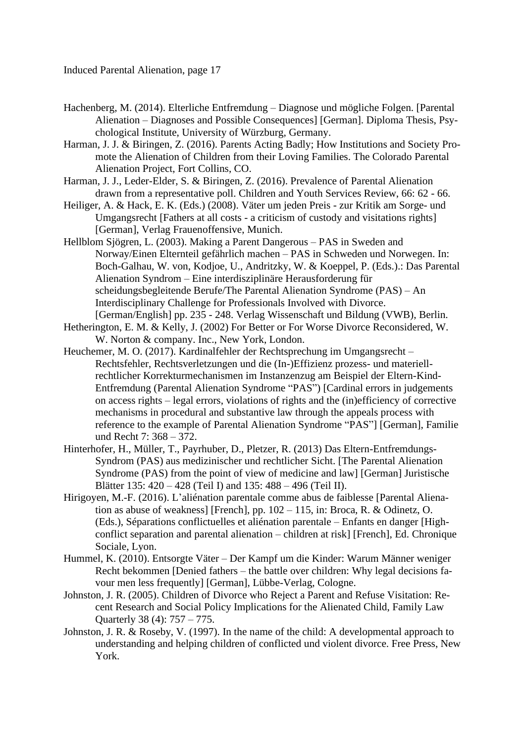Hachenberg, M. (2014). Elterliche Entfremdung – Diagnose und mögliche Folgen. [Parental Alienation – Diagnoses and Possible Consequences] [German]. Diploma Thesis, Psychological Institute, University of Würzburg, Germany.

Harman, J. J. & Biringen, Z. (2016). Parents Acting Badly; How Institutions and Society Promote the Alienation of Children from their Loving Families. The Colorado Parental Alienation Project, Fort Collins, CO.

Harman, J. J., Leder-Elder, S. & Biringen, Z. (2016). Prevalence of Parental Alienation drawn from a representative poll. Children and Youth Services Review, 66: 62 - 66.

Heiliger, A. & Hack, E. K. (Eds.) (2008). Väter um jeden Preis - zur Kritik am Sorge- und Umgangsrecht [Fathers at all costs - a criticism of custody and visitations rights] [German], Verlag Frauenoffensive, Munich.

Hellblom Sjögren, L. (2003). Making a Parent Dangerous – PAS in Sweden and Norway/Einen Elternteil gefährlich machen – PAS in Schweden und Norwegen. In: Boch-Galhau, W. von, Kodjoe, U., Andritzky, W. & Koeppel, P. (Eds.).: Das Parental Alienation Syndrom – Eine interdisziplinäre Herausforderung für scheidungsbegleitende Berufe/The Parental Alienation Syndrome (PAS) – An Interdisciplinary Challenge for Professionals Involved with Divorce. [German/English] pp. 235 - 248. Verlag Wissenschaft und Bildung (VWB), Berlin.

Hetherington, E. M. & Kelly, J. (2002) For Better or For Worse Divorce Reconsidered, W. W. Norton & company. Inc., New York, London.

Heuchemer, M. O. (2017). Kardinalfehler der Rechtsprechung im Umgangsrecht – Rechtsfehler, Rechtsverletzungen und die (In-)Effizienz prozess- und materiell-rechtlicher Korrekturmechanismen im Instanzenzug am Beispiel der Eltern-Kind-Entfremdung (Parental Alienation Syndrome "PAS") [Cardinal errors in judgements on access rights – legal errors, violations of rights and the (in)efficiency of corrective mechanisms in procedural and substantive law through the appeals process with reference to the example of Parental Alienation Syndrome "PAS"] [German], Familie und Recht 7: 368 – 372.

Hinterhofer, H., Müller, T., Payrhuber, D., Pletzer, R. (2013) Das Eltern-Entfremdungs-Syndrom (PAS) aus medizinischer und rechtlicher Sicht. [The Parental Alienation Syndrome (PAS) from the point of view of medicine and law] [German] Juristische Blätter 135: 420 – 428 (Teil I) and 135: 488 – 496 (Teil II).

Hirigoyen, M.-F. (2016). L'aliénation parentale comme abus de faiblesse [Parental Alienation as abuse of weakness] [French], pp. 102 – 115, in: Broca, R. & Odinetz, O. (Eds.), Séparations conflictuelles et aliénation parentale – Enfants en danger [High-conflict separation and parental alienation – children at risk] [French], Ed. Chronique Sociale, Lyon.

Hummel, K. (2010). Entsorgte Väter – Der Kampf um die Kinder: Warum Männer weniger Recht bekommen [Denied fathers – the battle over children: Why legal decisions favour men less frequently] [German], Lübbe-Verlag, Cologne.

Johnston, J. R. (2005). Children of Divorce who Reject a Parent and Refuse Visitation: Recent Research and Social Policy Implications for the Alienated Child, Family Law Quarterly 38 (4): 757 – 775.

Johnston, J. R. & Roseby, V. (1997). In the name of the child: A developmental approach to understanding and helping children of conflicted und violent divorce. Free Press, New York.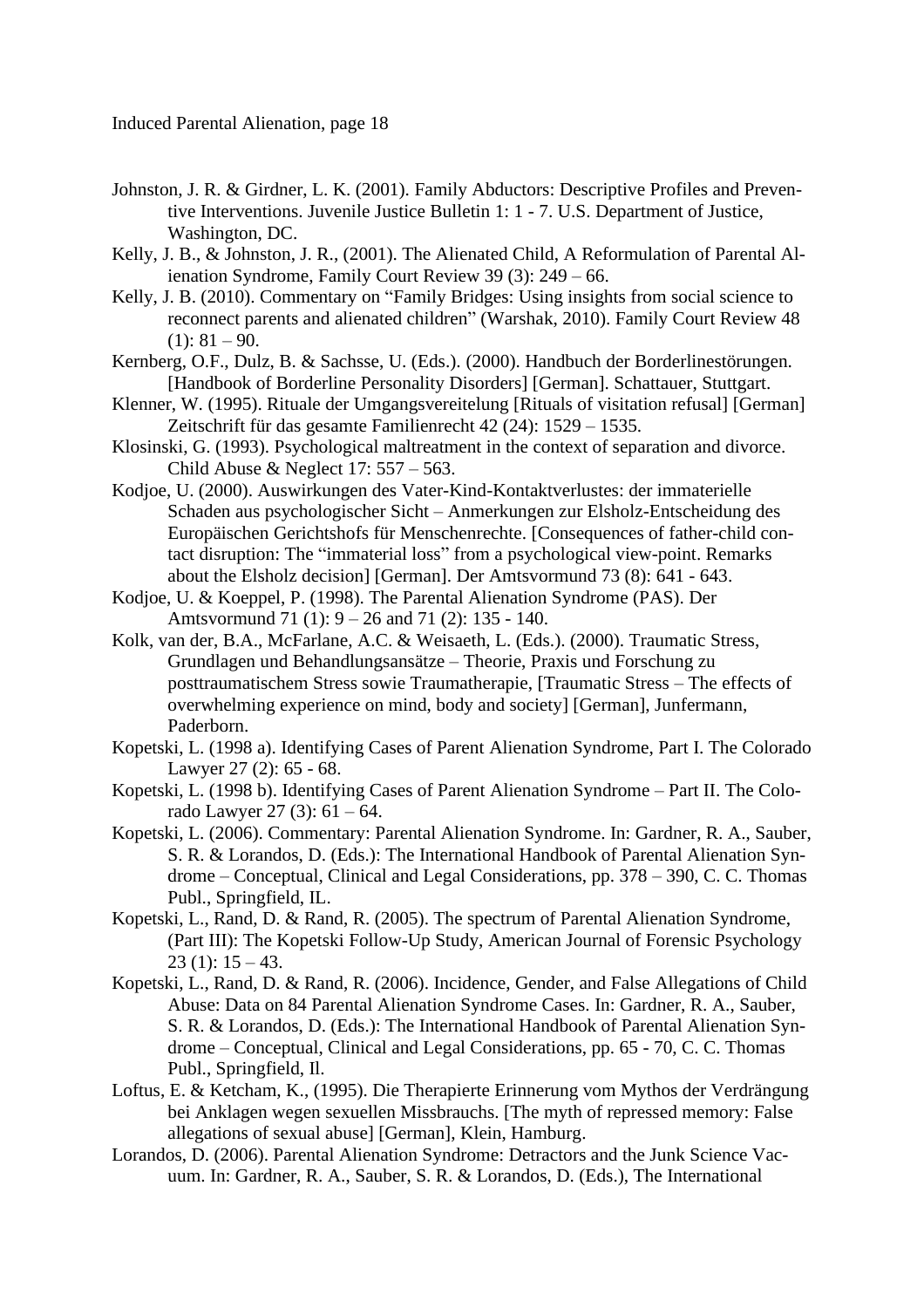Johnston, J. R. & Girdner, L. K. (2001). Family Abductors: Descriptive Profiles and Preventive Interventions. Juvenile Justice Bulletin 1: 1 - 7. U.S. Department of Justice, Washington, DC.

Kelly, J. B., & Johnston, J. R., (2001). The Alienated Child, A Reformulation of Parental Alienation Syndrome, Family Court Review 39 (3): 249 – 66.

Kelly, J. B. (2010). Commentary on "Family Bridges: Using insights from social science to reconnect parents and alienated children" (Warshak, 2010). Family Court Review 48 (1): 81 – 90.

Kernberg, O.F., Dulz, B. & Sachsse, U. (Eds.). (2000). Handbuch der Borderlinestörungen. [Handbook of Borderline Personality Disorders] [German]. Schattauer, Stuttgart.

Klenner, W. (1995). Rituale der Umgangsvereitelung [Rituals of visitation refusal] [German] Zeitschrift für das gesamte Familienrecht 42 (24): 1529 – 1535.

Klosinski, G. (1993). Psychological maltreatment in the context of separation and divorce. Child Abuse & Neglect 17: 557 – 563.

Kodjoe, U. (2000). Auswirkungen des Vater-Kind-Kontaktverlustes: der immaterielle Schaden aus psychologischer Sicht – Anmerkungen zur Elsholz-Entscheidung des Europäischen Gerichtshofs für Menschenrechte. [Consequences of father-child contact disruption: The "immaterial loss" from a psychological view-point. Remarks about the Elsholz decision] [German]. Der Amtsvormund 73 (8): 641 - 643.

Kodjoe, U. & Koeppel, P. (1998). The Parental Alienation Syndrome (PAS). Der Amtsvormund 71 (1): 9 – 26 and 71 (2): 135 - 140.

Kolk, van der, B.A., McFarlane, A.C. & Weisaeth, L. (Eds.). (2000). Traumatic Stress, Grundlagen und Behandlungsansätze – Theorie, Praxis und Forschung zu posttraumatischem Stress sowie Traumatherapie, [Traumatic Stress – The effects of overwhelming experience on mind, body and society] [German], Junfermann, Paderborn.

Kopetski, L. (1998 a). Identifying Cases of Parent Alienation Syndrome, Part I. The Colorado Lawyer 27 (2): 65 - 68.

Kopetski, L. (1998 b). Identifying Cases of Parent Alienation Syndrome – Part II. The Colorado Lawyer 27 (3): 61 – 64.

Kopetski, L. (2006). Commentary: Parental Alienation Syndrome. In: Gardner, R. A., Sauber, S. R. & Lorandos, D. (Eds.): The International Handbook of Parental Alienation Syndrome – Conceptual, Clinical and Legal Considerations, pp. 378 – 390, C. C. Thomas Publ., Springfield, IL.

Kopetski, L., Rand, D. & Rand, R. (2005). The spectrum of Parental Alienation Syndrome, (Part III): The Kopetski Follow-Up Study, American Journal of Forensic Psychology 23 (1): 15 – 43.

Kopetski, L., Rand, D. & Rand, R. (2006). Incidence, Gender, and False Allegations of Child Abuse: Data on 84 Parental Alienation Syndrome Cases. In: Gardner, R. A., Sauber, S. R. & Lorandos, D. (Eds.): The International Handbook of Parental Alienation Syndrome – Conceptual, Clinical and Legal Considerations, pp. 65 - 70, C. C. Thomas Publ., Springfield, Il.

Loftus, E. & Ketcham, K., (1995). Die Therapierte Erinnerung vom Mythos der Verdrängung bei Anklagen wegen sexuellen Missbrauchs. [The myth of repressed memory: False allegations of sexual abuse] [German], Klein, Hamburg.

Lorandos, D. (2006). Parental Alienation Syndrome: Detractors and the Junk Science Vacuum. In: Gardner, R. A., Sauber, S. R. & Lorandos, D. (Eds.), The International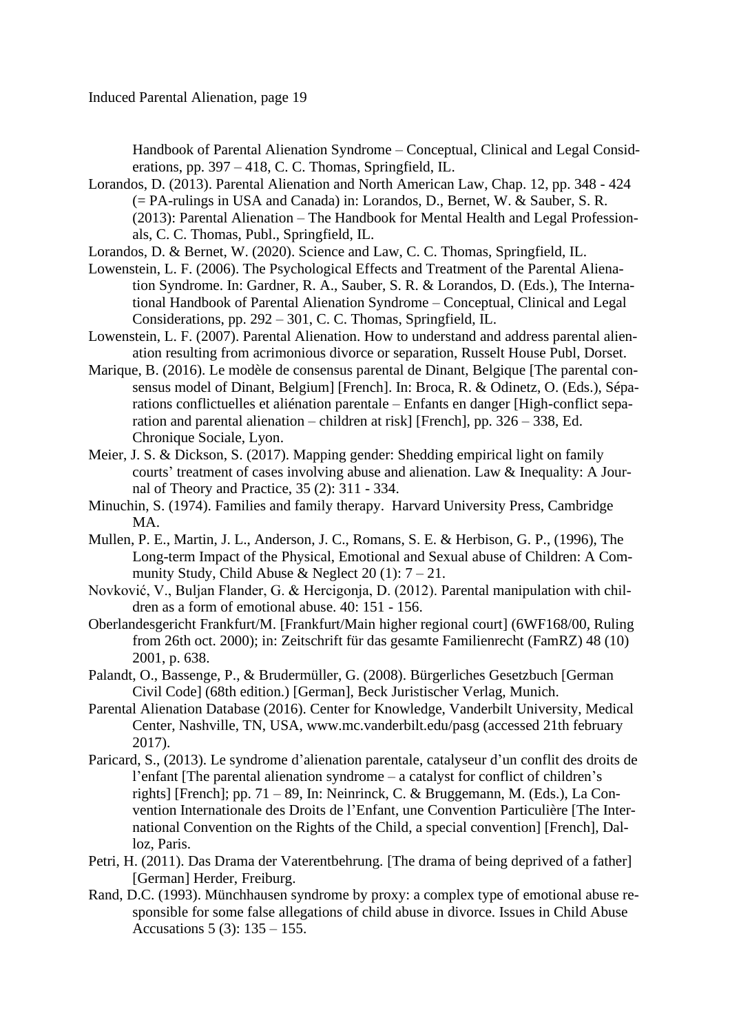Handbook of Parental Alienation Syndrome – Conceptual, Clinical and Legal Considerations, pp. 397 – 418, C. C. Thomas, Springfield, IL.

Lorandos, D. (2013). Parental Alienation and North American Law, Chap. 12, pp. 348 - 424 (= PA-rulings in USA and Canada) in: Lorandos, D., Bernet, W. & Sauber, S. R. (2013): Parental Alienation – The Handbook for Mental Health and Legal Professionals, C. C. Thomas, Publ., Springfield, IL.

Lorandos, D. & Bernet, W. (2020). Science and Law, C. C. Thomas, Springfield, IL.

Lowenstein, L. F. (2006). The Psychological Effects and Treatment of the Parental Alienation Syndrome. In: Gardner, R. A., Sauber, S. R. & Lorandos, D. (Eds.), The International Handbook of Parental Alienation Syndrome – Conceptual, Clinical and Legal Considerations, pp. 292 – 301, C. C. Thomas, Springfield, IL.

Lowenstein, L. F. (2007). Parental Alienation. How to understand and address parental alienation resulting from acrimonious divorce or separation, Russelt House Publ, Dorset.

Marique, B. (2016). Le modèle de consensus parental de Dinant, Belgique [The parental consensus model of Dinant, Belgium] [French]. In: Broca, R. & Odinetz, O. (Eds.), Séparations conflictuelles et aliénation parentale – Enfants en danger [High-conflict separation and parental alienation – children at risk] [French], pp. 326 – 338, Ed. Chronique Sociale, Lyon.

Meier, J. S. & Dickson, S. (2017). Mapping gender: Shedding empirical light on family courts' treatment of cases involving abuse and alienation. Law & Inequality: A Journal of Theory and Practice, 35 (2): 311 - 334.

Minuchin, S. (1974). Families and family therapy. Harvard University Press, Cambridge MA.

Mullen, P. E., Martin, J. L., Anderson, J. C., Romans, S. E. & Herbison, G. P., (1996), The Long-term Impact of the Physical, Emotional and Sexual abuse of Children: A Community Study, Child Abuse & Neglect 20 (1): 7 – 21.

Novković, V., Buljan Flander, G. & Hercigonja, D. (2012). Parental manipulation with children as a form of emotional abuse. 40: 151 - 156.

Oberlandesgericht Frankfurt/M. [Frankfurt/Main higher regional court] (6WF168/00, Ruling from 26th oct. 2000); in: Zeitschrift für das gesamte Familienrecht (FamRZ) 48 (10) 2001, p. 638.

Palandt, O., Bassenge, P., & Brudermüller, G. (2008). Bürgerliches Gesetzbuch [German Civil Code] (68th edition.) [German], Beck Juristischer Verlag, Munich.

Parental Alienation Database (2016). Center for Knowledge, Vanderbilt University, Medical Center, Nashville, TN, USA, www.mc.vanderbilt.edu/pasg (accessed 21th february 2017).

Paricard, S., (2013). Le syndrome d'alienation parentale, catalyseur d'un conflit des droits de l'enfant [The parental alienation syndrome – a catalyst for conflict of children's rights] [French]; pp. 71 – 89, In: Neinrinck, C. & Bruggemann, M. (Eds.), La Convention Internationale des Droits de l'Enfant, une Convention Particulière [The International Convention on the Rights of the Child, a special convention] [French], Dalloz, Paris.

Petri, H. (2011). Das Drama der Vaterentbehrung. [The drama of being deprived of a father] [German] Herder, Freiburg.

Rand, D.C. (1993). Münchhausen syndrome by proxy: a complex type of emotional abuse responsible for some false allegations of child abuse in divorce. Issues in Child Abuse Accusations 5 (3): 135 – 155.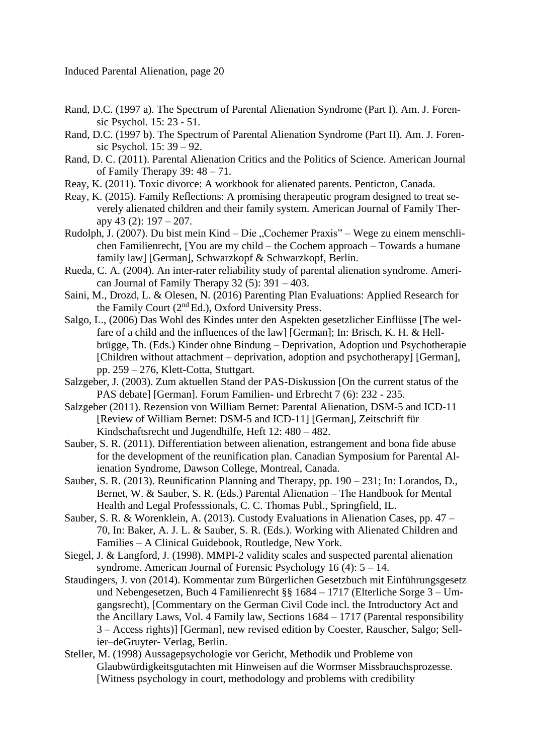Rand, D.C. (1997 a). The Spectrum of Parental Alienation Syndrome (Part I). Am. J. Forensic Psychol. 15: 23 - 51.

Rand, D.C. (1997 b). The Spectrum of Parental Alienation Syndrome (Part II). Am. J. Forensic Psychol. 15: 39 – 92.

Rand, D. C. (2011). Parental Alienation Critics and the Politics of Science. American Journal of Family Therapy 39: 48 – 71.

Reay, K. (2011). Toxic divorce: A workbook for alienated parents. Penticton, Canada.

Reay, K. (2015). Family Reflections: A promising therapeutic program designed to treat severely alienated children and their family system. American Journal of Family Therapy 43 (2): 197 – 207.

Rudolph, J. (2007). Du bist mein Kind – Die „Cochemer Praxis" – Wege zu einem menschlichen Familienrecht, [You are my child – the Cochem approach – Towards a humane family law] [German], Schwarzkopf & Schwarzkopf, Berlin.

Rueda, C. A. (2004). An inter-rater reliability study of parental alienation syndrome. American Journal of Family Therapy 32 (5): 391 – 403.

Saini, M., Drozd, L. & Olesen, N. (2016) Parenting Plan Evaluations: Applied Research for the Family Court (2nd Ed.), Oxford University Press.

Salgo, L., (2006) Das Wohl des Kindes unter den Aspekten gesetzlicher Einflüsse [The welfare of a child and the influences of the law] [German]; In: Brisch, K. H. & Hellbrügge, Th. (Eds.) Kinder ohne Bindung – Deprivation, Adoption und Psychotherapie [Children without attachment – deprivation, adoption and psychotherapy] [German], pp. 259 – 276, Klett-Cotta, Stuttgart.

Salzgeber, J. (2003). Zum aktuellen Stand der PAS-Diskussion [On the current status of the PAS debate] [German]. Forum Familien- und Erbrecht 7 (6): 232 - 235.

Salzgeber (2011). Rezension von William Bernet: Parental Alienation, DSM-5 and ICD-11 [Review of William Bernet: DSM-5 and ICD-11] [German], Zeitschrift für Kindschaftsrecht und Jugendhilfe, Heft 12: 480 – 482.

Sauber, S. R. (2011). Differentiation between alienation, estrangement and bona fide abuse for the development of the reunification plan. Canadian Symposium for Parental Alienation Syndrome, Dawson College, Montreal, Canada.

Sauber, S. R. (2013). Reunification Planning and Therapy, pp. 190 – 231; In: Lorandos, D., Bernet, W. & Sauber, S. R. (Eds.) Parental Alienation – The Handbook for Mental Health and Legal Professsionals, C. C. Thomas Publ., Springfield, IL.

Sauber, S. R. & Worenklein, A. (2013). Custody Evaluations in Alienation Cases, pp. 47 – 70, In: Baker, A. J. L. & Sauber, S. R. (Eds.). Working with Alienated Children and Families – A Clinical Guidebook, Routledge, New York.

Siegel, J. & Langford, J. (1998). MMPI-2 validity scales and suspected parental alienation syndrome. American Journal of Forensic Psychology 16 (4): 5 – 14.

Staudingers, J. von (2014). Kommentar zum Bürgerlichen Gesetzbuch mit Einführungsgesetz und Nebengesetzen, Buch 4 Familienrecht §§ 1684 – 1717 (Elterliche Sorge 3 – Umgangsrecht), [Commentary on the German Civil Code incl. the Introductory Act and the Ancillary Laws, Vol. 4 Family law, Sections 1684 – 1717 (Parental responsibility 3 – Access rights)] [German], new revised edition by Coester, Rauscher, Salgo; Sellier–deGruyter- Verlag, Berlin.

Steller, M. (1998) Aussagepsychologie vor Gericht, Methodik und Probleme von Glaubwürdigkeitsgutachten mit Hinweisen auf die Wormser Missbrauchsprozesse. [Witness psychology in court, methodology and problems with credibility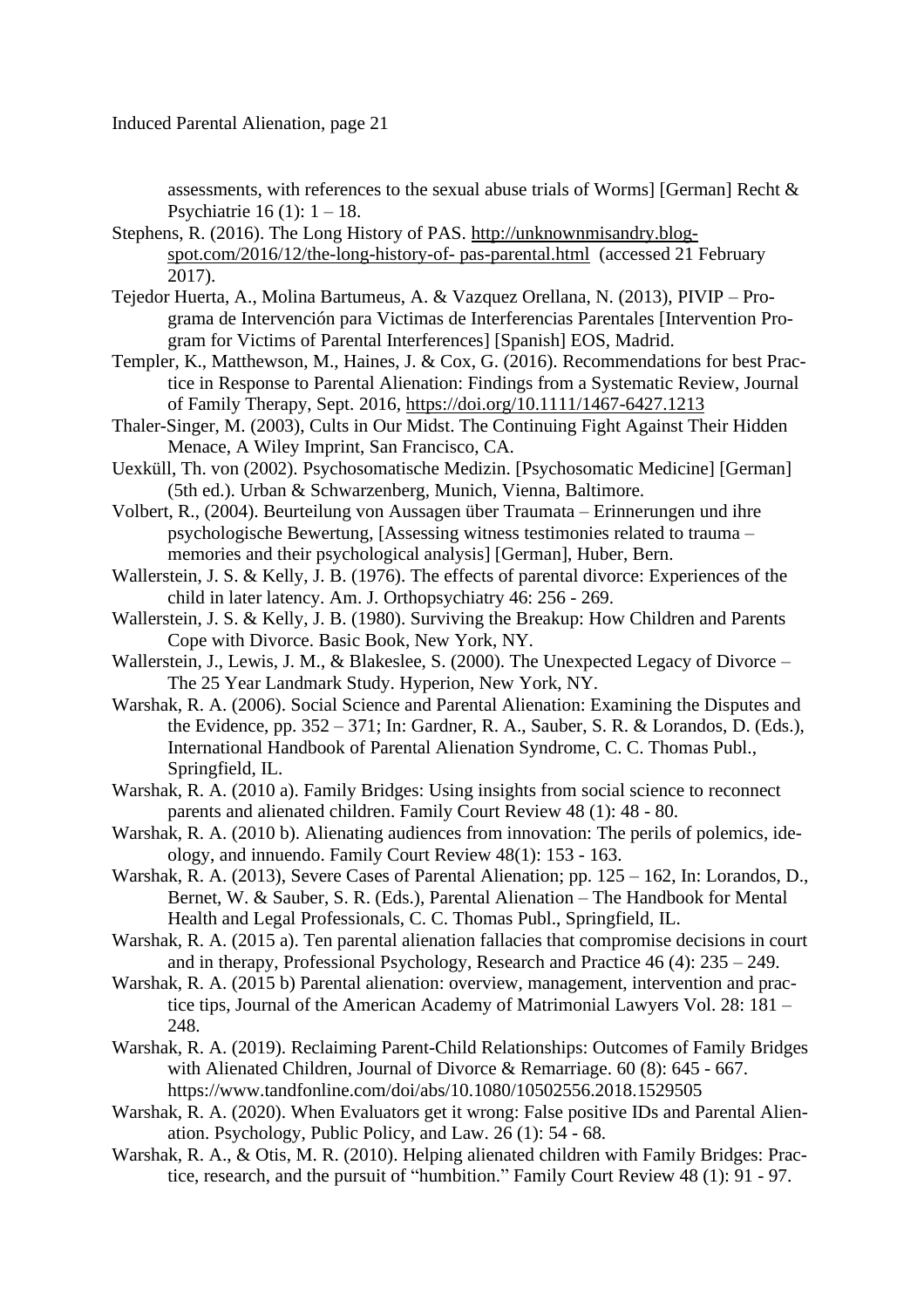assessments, with references to the sexual abuse trials of Worms] [German] Recht & Psychiatrie 16 (1): 1 – 18.

Stephens, R. (2016). The Long History of PAS. http://unknownmisandry.blog-spot.com/2016/12/the-long-history-of- pas-parental.html (accessed 21 February 2017).

Tejedor Huerta, A., Molina Bartumeus, A. & Vazquez Orellana, N. (2013), PIVIP – Programa de Intervención para Victimas de Interferencias Parentales [Intervention Program for Victims of Parental Interferences] [Spanish] EOS, Madrid.

Templer, K., Matthewson, M., Haines, J. & Cox, G. (2016). Recommendations for best Practice in Response to Parental Alienation: Findings from a Systematic Review, Journal of Family Therapy, Sept. 2016, https://doi.org/10.1111/1467-6427.1213

Thaler-Singer, M. (2003), Cults in Our Midst. The Continuing Fight Against Their Hidden Menace, A Wiley Imprint, San Francisco, CA.

Uexküll, Th. von (2002). Psychosomatische Medizin. [Psychosomatic Medicine] [German] (5th ed.). Urban & Schwarzenberg, Munich, Vienna, Baltimore.

Volbert, R., (2004). Beurteilung von Aussagen über Traumata – Erinnerungen und ihre psychologische Bewertung, [Assessing witness testimonies related to trauma – memories and their psychological analysis] [German], Huber, Bern.

Wallerstein, J. S. & Kelly, J. B. (1976). The effects of parental divorce: Experiences of the child in later latency. Am. J. Orthopsychiatry 46: 256 - 269.

Wallerstein, J. S. & Kelly, J. B. (1980). Surviving the Breakup: How Children and Parents Cope with Divorce. Basic Book, New York, NY.

Wallerstein, J., Lewis, J. M., & Blakeslee, S. (2000). The Unexpected Legacy of Divorce – The 25 Year Landmark Study. Hyperion, New York, NY.

Warshak, R. A. (2006). Social Science and Parental Alienation: Examining the Disputes and the Evidence, pp. 352 – 371; In: Gardner, R. A., Sauber, S. R. & Lorandos, D. (Eds.), International Handbook of Parental Alienation Syndrome, C. C. Thomas Publ., Springfield, IL.

Warshak, R. A. (2010 a). Family Bridges: Using insights from social science to reconnect parents and alienated children. Family Court Review 48 (1): 48 - 80.

Warshak, R. A. (2010 b). Alienating audiences from innovation: The perils of polemics, ideology, and innuendo. Family Court Review 48(1): 153 - 163.

Warshak, R. A. (2013), Severe Cases of Parental Alienation; pp. 125 – 162, In: Lorandos, D., Bernet, W. & Sauber, S. R. (Eds.), Parental Alienation – The Handbook for Mental Health and Legal Professionals, C. C. Thomas Publ., Springfield, IL.

Warshak, R. A. (2015 a). Ten parental alienation fallacies that compromise decisions in court and in therapy, Professional Psychology, Research and Practice 46 (4): 235 – 249.

Warshak, R. A. (2015 b) Parental alienation: overview, management, intervention and practice tips, Journal of the American Academy of Matrimonial Lawyers Vol. 28: 181 – 248.

Warshak, R. A. (2019). Reclaiming Parent-Child Relationships: Outcomes of Family Bridges with Alienated Children, Journal of Divorce & Remarriage. 60 (8): 645 - 667. https://www.tandfonline.com/doi/abs/10.1080/10502556.2018.1529505

Warshak, R. A. (2020). When Evaluators get it wrong: False positive IDs and Parental Alienation. Psychology, Public Policy, and Law. 26 (1): 54 - 68.

Warshak, R. A., & Otis, M. R. (2010). Helping alienated children with Family Bridges: Practice, research, and the pursuit of "humbition." Family Court Review 48 (1): 91 - 97.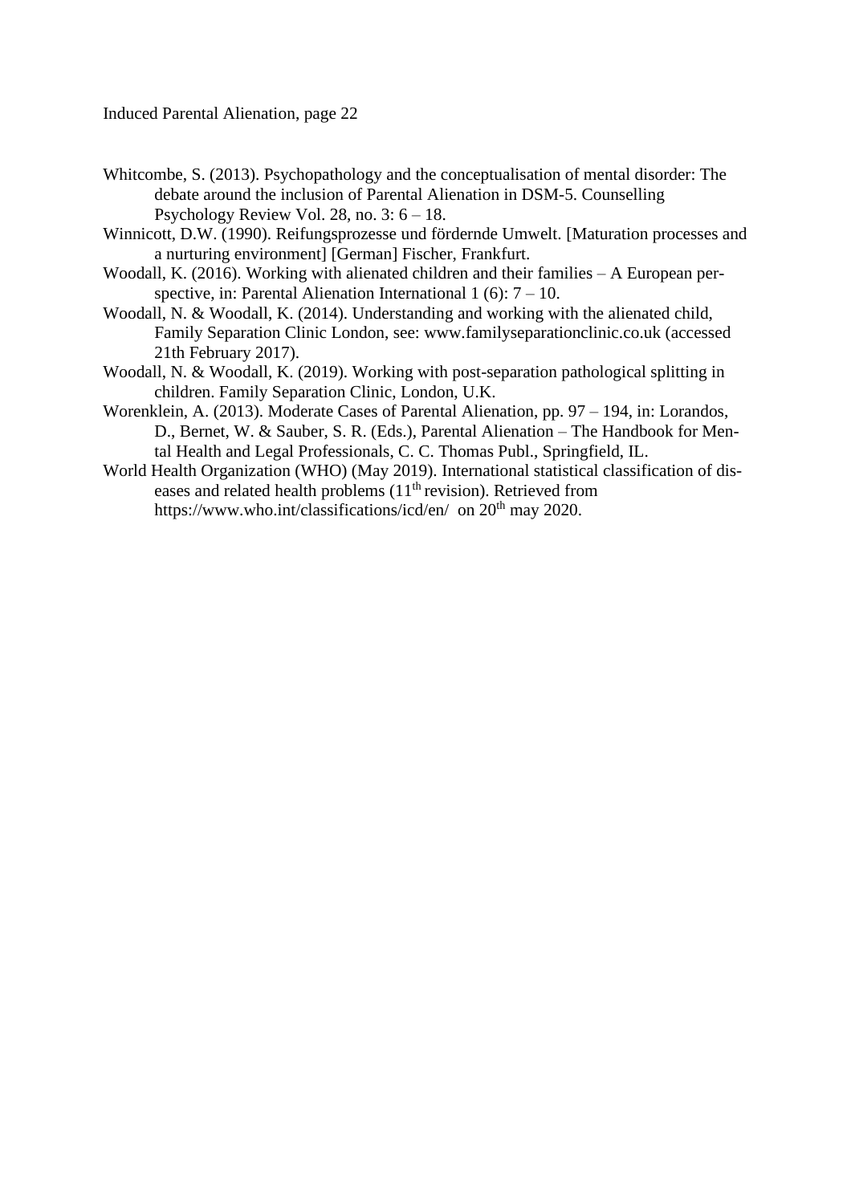Whitcombe, S. (2013). Psychopathology and the conceptualisation of mental disorder: The debate around the inclusion of Parental Alienation in DSM-5. Counselling Psychology Review Vol. 28, no. 3: 6 – 18.

Winnicott, D.W. (1990). Reifungsprozesse und fördernde Umwelt. [Maturation processes and a nurturing environment] [German] Fischer, Frankfurt.

Woodall, K. (2016). Working with alienated children and their families – A European perspective, in: Parental Alienation International 1 (6): 7 – 10.

Woodall, N. & Woodall, K. (2014). Understanding and working with the alienated child, Family Separation Clinic London, see: www.familyseparationclinic.co.uk (accessed 21th February 2017).

Woodall, N. & Woodall, K. (2019). Working with post-separation pathological splitting in children. Family Separation Clinic, London, U.K.

Worenklein, A. (2013). Moderate Cases of Parental Alienation, pp. 97 – 194, in: Lorandos, D., Bernet, W. & Sauber, S. R. (Eds.), Parental Alienation – The Handbook for Mental Health and Legal Professionals, C. C. Thomas Publ., Springfield, IL.

World Health Organization (WHO) (May 2019). International statistical classification of diseases and related health problems (11th revision). Retrieved from https://www.who.int/classifications/icd/en/ on 20th may 2020.